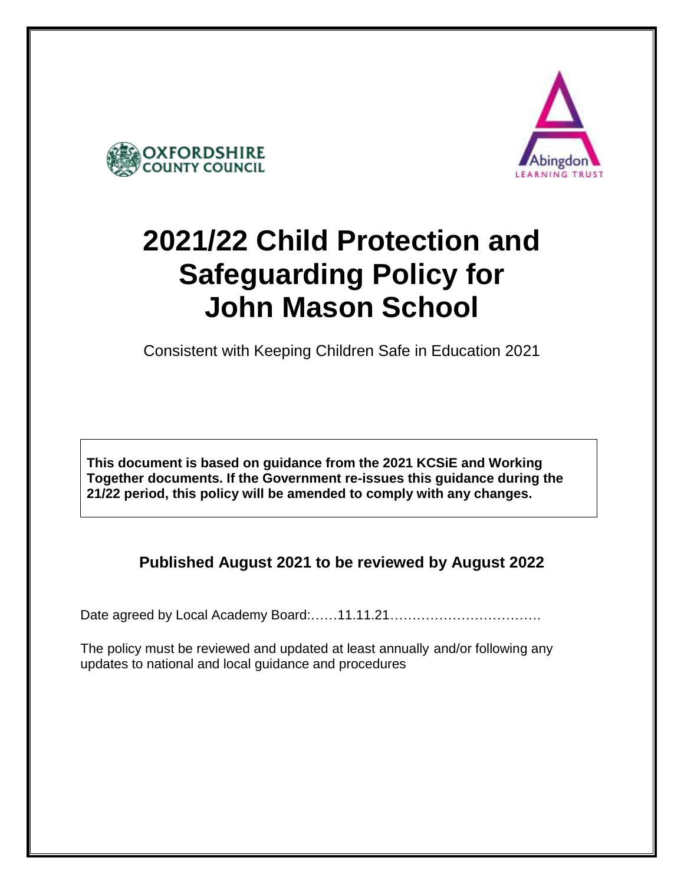OXFORDSHIRE COUNTY COUNCIL

Abingdon LEARNING TRUST

# 2021/22 Child Protection and Safeguarding Policy for John Mason School

Consistent with Keeping Children Safe in Education 2021

**This document is based on guidance from the 2021 KCSiE and Working Together documents. If the Government re-issues this guidance during the 21/22 period, this policy will be amended to comply with any changes.**

**Published August 2021 to be reviewed by August 2022**

Date agreed by Local Academy Board:……11.11.21…………………………….

The policy must be reviewed and updated at least annually and/or following any updates to national and local guidance and procedures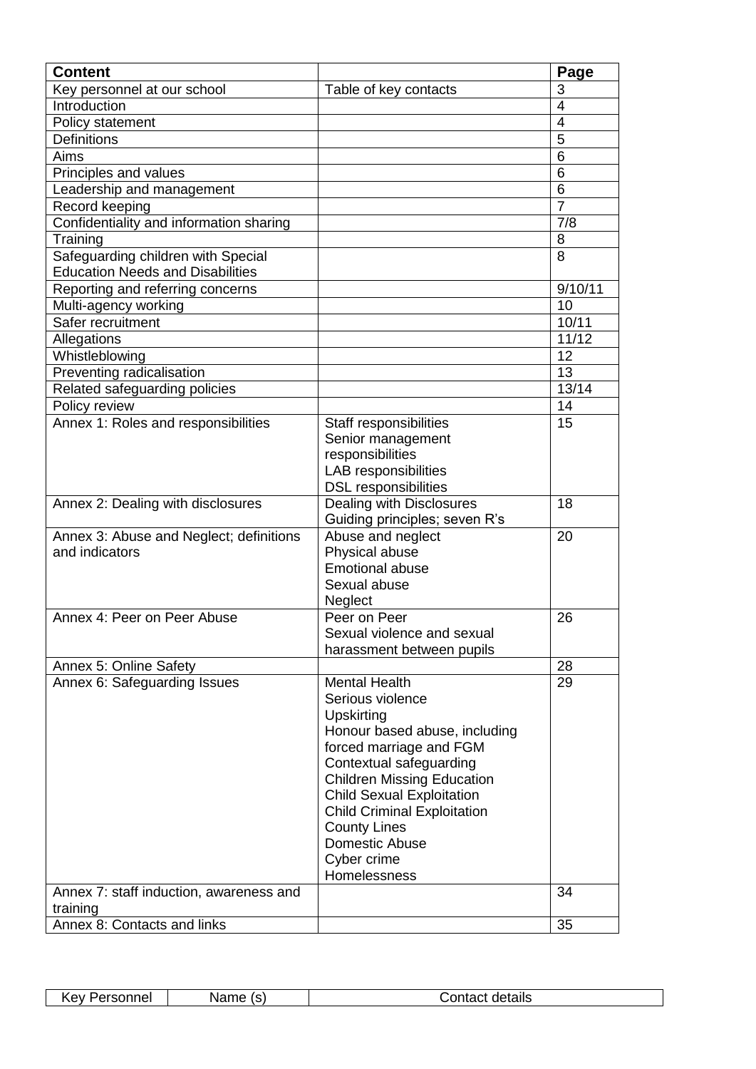| Content | | Page |
|---|---|---|
| Key personnel at our school | Table of key contacts | 3 |
| Introduction | | 4 |
| Policy statement | | 4 |
| Definitions | | 5 |
| Aims | | 6 |
| Principles and values | | 6 |
| Leadership and management | | 6 |
| Record keeping | | 7 |
| Confidentiality and information sharing | | 7/8 |
| Training | | 8 |
| Safeguarding children with Special Education Needs and Disabilities | | 8 |
| Reporting and referring concerns | | 9/10/11 |
| Multi-agency working | | 10 |
| Safer recruitment | | 10/11 |
| Allegations | | 11/12 |
| Whistleblowing | | 12 |
| Preventing radicalisation | | 13 |
| Related safeguarding policies | | 13/14 |
| Policy review | | 14 |
| Annex 1: Roles and responsibilities | Staff responsibilities<br>Senior management responsibilities<br>LAB responsibilities<br>DSL responsibilities | 15 |
| Annex 2: Dealing with disclosures | Dealing with Disclosures<br>Guiding principles; seven R's | 18 |
| Annex 3: Abuse and Neglect; definitions and indicators | Abuse and neglect<br>Physical abuse<br>Emotional abuse<br>Sexual abuse<br>Neglect | 20 |
| Annex 4: Peer on Peer Abuse | Peer on Peer<br>Sexual violence and sexual harassment between pupils | 26 |
| Annex 5: Online Safety | | 28 |
| Annex 6: Safeguarding Issues | Mental Health<br>Serious violence<br>Upskirting<br>Honour based abuse, including forced marriage and FGM<br>Contextual safeguarding<br>Children Missing Education<br>Child Sexual Exploitation<br>Child Criminal Exploitation<br>County Lines<br>Domestic Abuse<br>Cyber crime<br>Homelessness | 29 |
| Annex 7: staff induction, awareness and training | | 34 |
| Annex 8: Contacts and links | | 35 |

| Key Personnel | Name (s) | Contact details |
|---|---|---|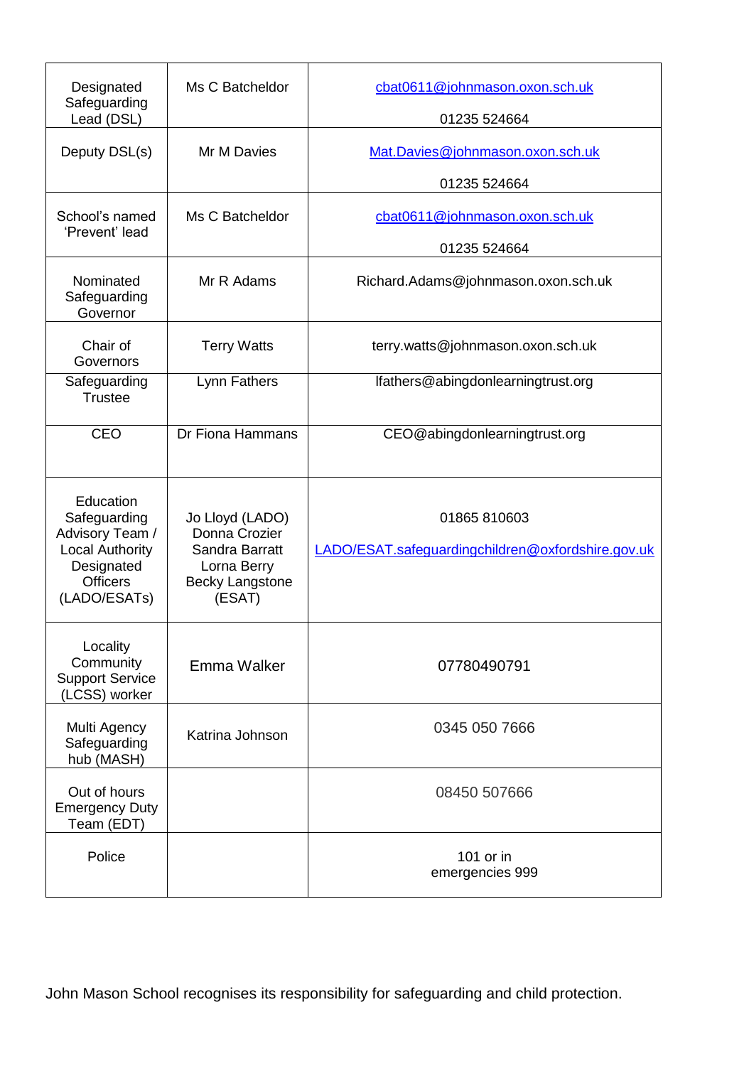| Designated Safeguarding Lead (DSL) | Ms C Batcheldor | cbat0611@johnmason.oxon.sch.uk<br><br>01235 524664 |
|---|---|---|
| Deputy DSL(s) | Mr M Davies | Mat.Davies@johnmason.oxon.sch.uk<br><br>01235 524664 |
| School's named 'Prevent' lead | Ms C Batcheldor | cbat0611@johnmason.oxon.sch.uk<br><br>01235 524664 |
| Nominated Safeguarding Governor | Mr R Adams | Richard.Adams@johnmason.oxon.sch.uk |
| Chair of Governors | Terry Watts | terry.watts@johnmason.oxon.sch.uk |
| Safeguarding Trustee | Lynn Fathers | lfathers@abingdonlearningtrust.org |
| CEO | Dr Fiona Hammans | CEO@abingdonlearningtrust.org |
| Education Safeguarding Advisory Team / Local Authority Designated Officers (LADO/ESATs) | Jo Lloyd (LADO)<br>Donna Crozier<br>Sandra Barratt<br>Lorna Berry<br>Becky Langstone (ESAT) | 01865 810603<br><br>LADO/ESAT.safeguardingchildren@oxfordshire.gov.uk |
| Locality Community Support Service (LCSS) worker | Emma Walker | 07780490791 |
| Multi Agency Safeguarding hub (MASH) | Katrina Johnson | 0345 050 7666 |
| Out of hours Emergency Duty Team (EDT) | | 08450 507666 |
| Police | | 101 or in emergencies 999 |

John Mason School recognises its responsibility for safeguarding and child protection.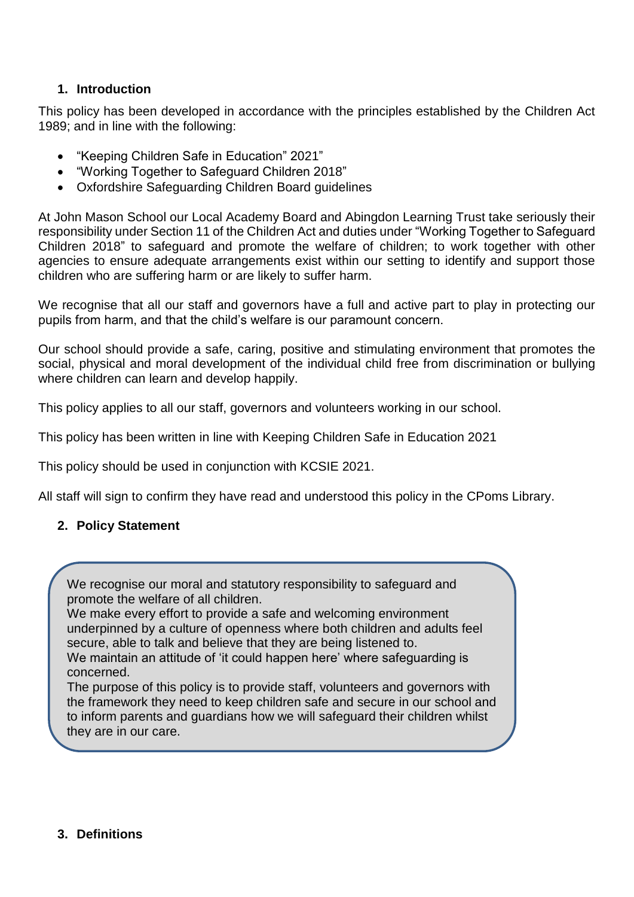## 1. Introduction

This policy has been developed in accordance with the principles established by the Children Act 1989; and in line with the following:

- "Keeping Children Safe in Education" 2021"
- "Working Together to Safeguard Children 2018"
- Oxfordshire Safeguarding Children Board guidelines

At John Mason School our Local Academy Board and Abingdon Learning Trust take seriously their responsibility under Section 11 of the Children Act and duties under "Working Together to Safeguard Children 2018" to safeguard and promote the welfare of children; to work together with other agencies to ensure adequate arrangements exist within our setting to identify and support those children who are suffering harm or are likely to suffer harm.

We recognise that all our staff and governors have a full and active part to play in protecting our pupils from harm, and that the child's welfare is our paramount concern.

Our school should provide a safe, caring, positive and stimulating environment that promotes the social, physical and moral development of the individual child free from discrimination or bullying where children can learn and develop happily.

This policy applies to all our staff, governors and volunteers working in our school.

This policy has been written in line with Keeping Children Safe in Education 2021

This policy should be used in conjunction with KCSIE 2021.

All staff will sign to confirm they have read and understood this policy in the CPoms Library.

## 2. Policy Statement

We recognise our moral and statutory responsibility to safeguard and promote the welfare of all children.
We make every effort to provide a safe and welcoming environment underpinned by a culture of openness where both children and adults feel secure, able to talk and believe that they are being listened to.
We maintain an attitude of 'it could happen here' where safeguarding is concerned.
The purpose of this policy is to provide staff, volunteers and governors with the framework they need to keep children safe and secure in our school and to inform parents and guardians how we will safeguard their children whilst they are in our care.

## 3. Definitions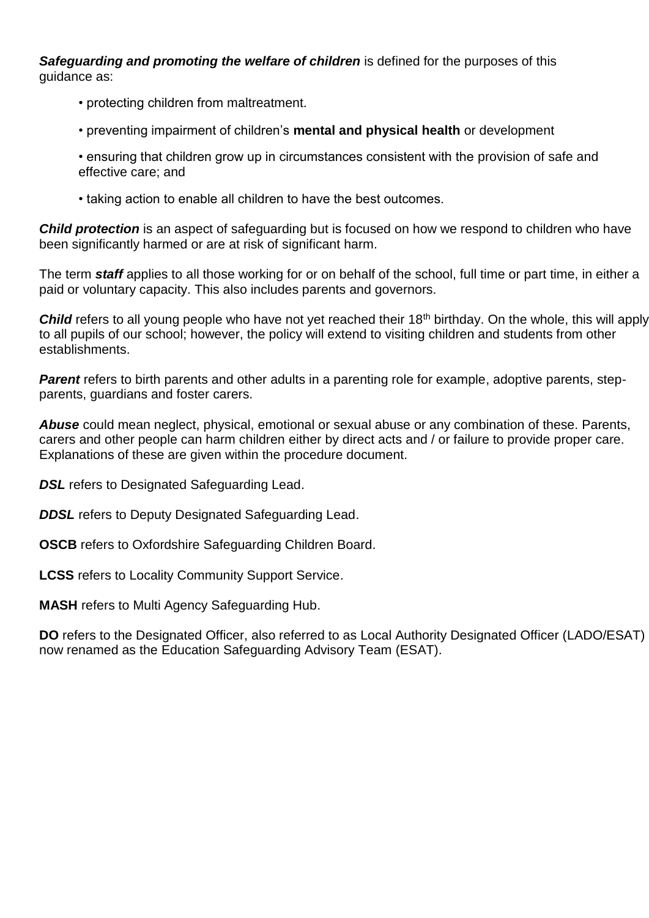***Safeguarding and promoting the welfare of children*** is defined for the purposes of this guidance as:

- protecting children from maltreatment.
- preventing impairment of children's **mental and physical health** or development
- ensuring that children grow up in circumstances consistent with the provision of safe and effective care; and
- taking action to enable all children to have the best outcomes.

***Child protection*** is an aspect of safeguarding but is focused on how we respond to children who have been significantly harmed or are at risk of significant harm.

The term ***staff*** applies to all those working for or on behalf of the school, full time or part time, in either a paid or voluntary capacity. This also includes parents and governors.

***Child*** refers to all young people who have not yet reached their 18th birthday. On the whole, this will apply to all pupils of our school; however, the policy will extend to visiting children and students from other establishments.

***Parent*** refers to birth parents and other adults in a parenting role for example, adoptive parents, step-parents, guardians and foster carers.

***Abuse*** could mean neglect, physical, emotional or sexual abuse or any combination of these. Parents, carers and other people can harm children either by direct acts and / or failure to provide proper care. Explanations of these are given within the procedure document.

***DSL*** refers to Designated Safeguarding Lead.

***DDSL*** refers to Deputy Designated Safeguarding Lead.

**OSCB** refers to Oxfordshire Safeguarding Children Board.

**LCSS** refers to Locality Community Support Service.

**MASH** refers to Multi Agency Safeguarding Hub.

**DO** refers to the Designated Officer, also referred to as Local Authority Designated Officer (LADO/ESAT) now renamed as the Education Safeguarding Advisory Team (ESAT).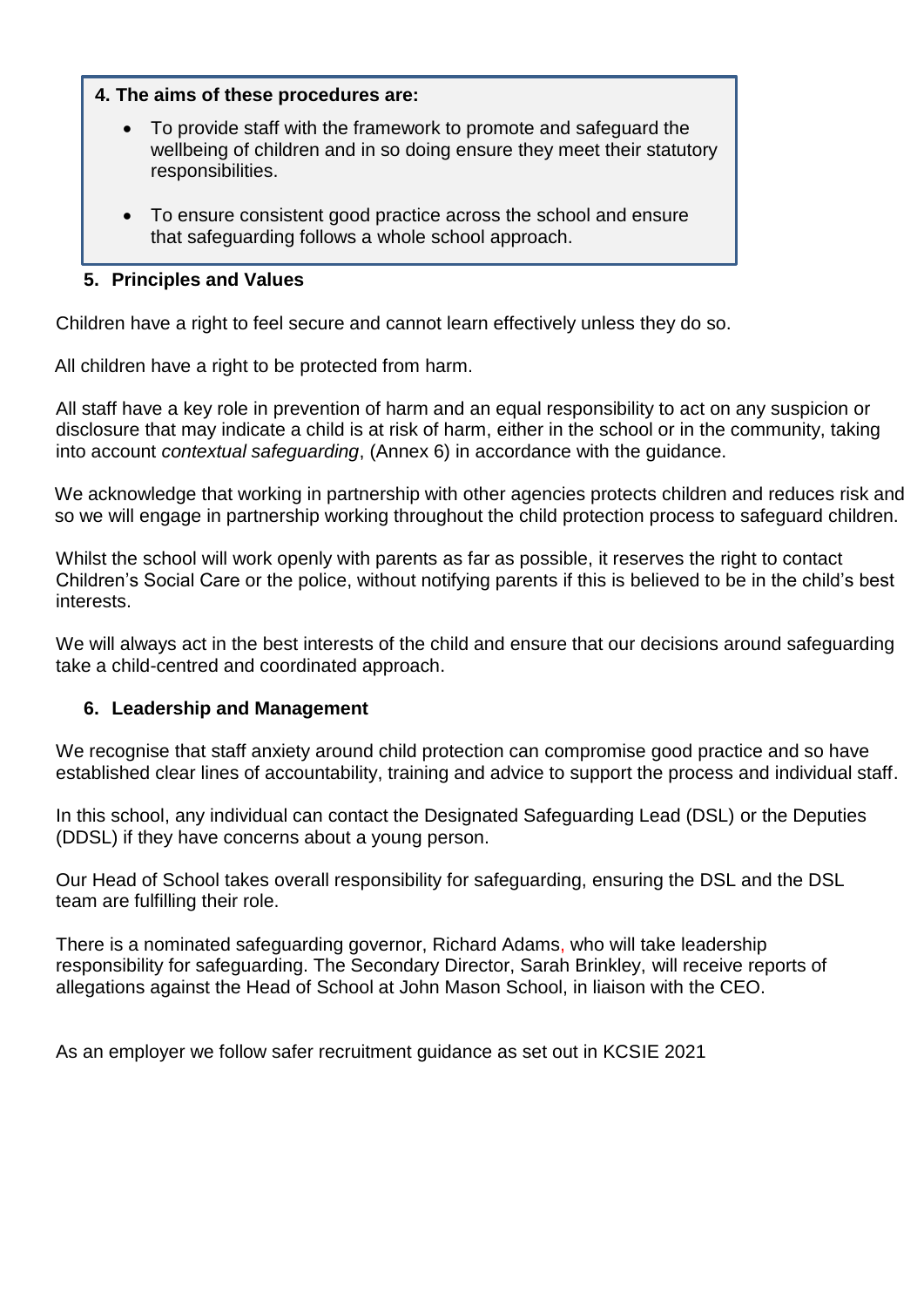**4. The aims of these procedures are:**

- To provide staff with the framework to promote and safeguard the wellbeing of children and in so doing ensure they meet their statutory responsibilities.
- To ensure consistent good practice across the school and ensure that safeguarding follows a whole school approach.

## 5. Principles and Values

Children have a right to feel secure and cannot learn effectively unless they do so.

All children have a right to be protected from harm.

All staff have a key role in prevention of harm and an equal responsibility to act on any suspicion or disclosure that may indicate a child is at risk of harm, either in the school or in the community, taking into account *contextual safeguarding*, (Annex 6) in accordance with the guidance.

We acknowledge that working in partnership with other agencies protects children and reduces risk and so we will engage in partnership working throughout the child protection process to safeguard children.

Whilst the school will work openly with parents as far as possible, it reserves the right to contact Children's Social Care or the police, without notifying parents if this is believed to be in the child's best interests.

We will always act in the best interests of the child and ensure that our decisions around safeguarding take a child-centred and coordinated approach.

## 6. Leadership and Management

We recognise that staff anxiety around child protection can compromise good practice and so have established clear lines of accountability, training and advice to support the process and individual staff.

In this school, any individual can contact the Designated Safeguarding Lead (DSL) or the Deputies (DDSL) if they have concerns about a young person.

Our Head of School takes overall responsibility for safeguarding, ensuring the DSL and the DSL team are fulfilling their role.

There is a nominated safeguarding governor, Richard Adams, who will take leadership responsibility for safeguarding. The Secondary Director, Sarah Brinkley, will receive reports of allegations against the Head of School at John Mason School, in liaison with the CEO.

As an employer we follow safer recruitment guidance as set out in KCSIE 2021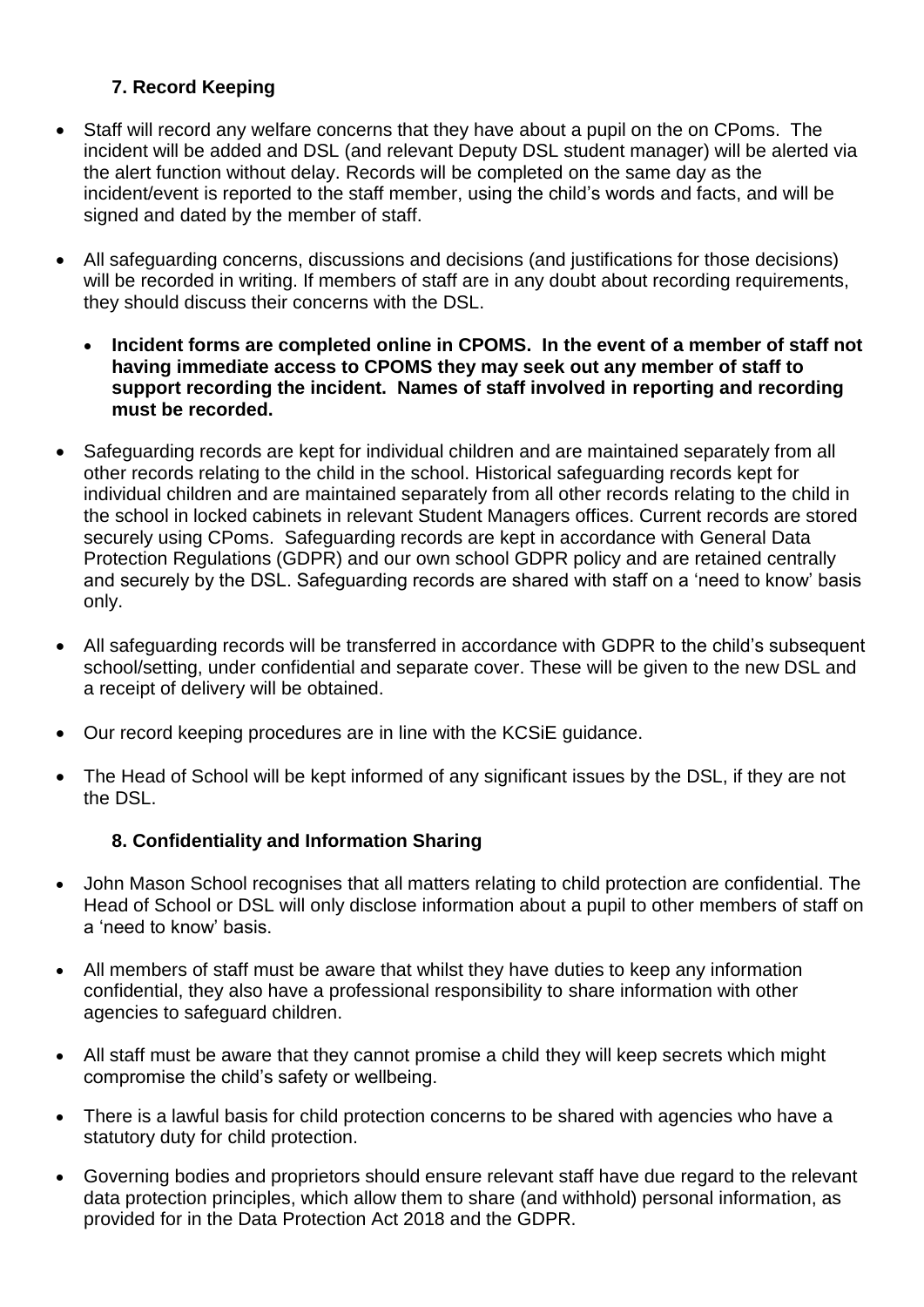## 7. Record Keeping

- Staff will record any welfare concerns that they have about a pupil on the on CPoms. The incident will be added and DSL (and relevant Deputy DSL student manager) will be alerted via the alert function without delay. Records will be completed on the same day as the incident/event is reported to the staff member, using the child's words and facts, and will be signed and dated by the member of staff.

- All safeguarding concerns, discussions and decisions (and justifications for those decisions) will be recorded in writing. If members of staff are in any doubt about recording requirements, they should discuss their concerns with the DSL.

  - **Incident forms are completed online in CPOMS. In the event of a member of staff not having immediate access to CPOMS they may seek out any member of staff to support recording the incident. Names of staff involved in reporting and recording must be recorded.**

- Safeguarding records are kept for individual children and are maintained separately from all other records relating to the child in the school. Historical safeguarding records kept for individual children and are maintained separately from all other records relating to the child in the school in locked cabinets in relevant Student Managers offices. Current records are stored securely using CPoms. Safeguarding records are kept in accordance with General Data Protection Regulations (GDPR) and our own school GDPR policy and are retained centrally and securely by the DSL. Safeguarding records are shared with staff on a 'need to know' basis only.

- All safeguarding records will be transferred in accordance with GDPR to the child's subsequent school/setting, under confidential and separate cover. These will be given to the new DSL and a receipt of delivery will be obtained.

- Our record keeping procedures are in line with the KCSiE guidance.

- The Head of School will be kept informed of any significant issues by the DSL, if they are not the DSL.

## 8. Confidentiality and Information Sharing

- John Mason School recognises that all matters relating to child protection are confidential. The Head of School or DSL will only disclose information about a pupil to other members of staff on a 'need to know' basis.

- All members of staff must be aware that whilst they have duties to keep any information confidential, they also have a professional responsibility to share information with other agencies to safeguard children.

- All staff must be aware that they cannot promise a child they will keep secrets which might compromise the child's safety or wellbeing.

- There is a lawful basis for child protection concerns to be shared with agencies who have a statutory duty for child protection.

- Governing bodies and proprietors should ensure relevant staff have due regard to the relevant data protection principles, which allow them to share (and withhold) personal information, as provided for in the Data Protection Act 2018 and the GDPR.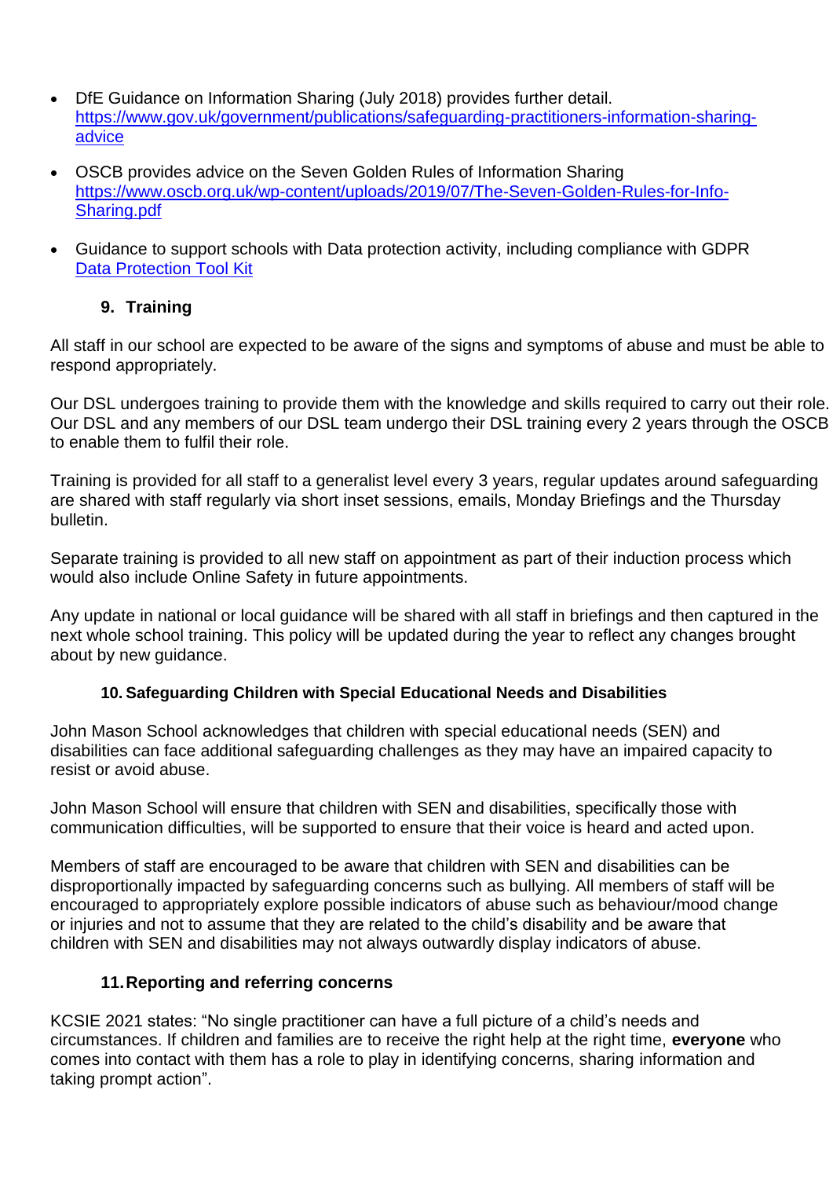- DfE Guidance on Information Sharing (July 2018) provides further detail. [https://www.gov.uk/government/publications/safeguarding-practitioners-information-sharing-advice](https://www.gov.uk/government/publications/safeguarding-practitioners-information-sharing-advice)

- OSCB provides advice on the Seven Golden Rules of Information Sharing [https://www.oscb.org.uk/wp-content/uploads/2019/07/The-Seven-Golden-Rules-for-Info-Sharing.pdf](https://www.oscb.org.uk/wp-content/uploads/2019/07/The-Seven-Golden-Rules-for-Info-Sharing.pdf)

- Guidance to support schools with Data protection activity, including compliance with GDPR Data Protection Tool Kit

## 9. Training

All staff in our school are expected to be aware of the signs and symptoms of abuse and must be able to respond appropriately.

Our DSL undergoes training to provide them with the knowledge and skills required to carry out their role. Our DSL and any members of our DSL team undergo their DSL training every 2 years through the OSCB to enable them to fulfil their role.

Training is provided for all staff to a generalist level every 3 years, regular updates around safeguarding are shared with staff regularly via short inset sessions, emails, Monday Briefings and the Thursday bulletin.

Separate training is provided to all new staff on appointment as part of their induction process which would also include Online Safety in future appointments.

Any update in national or local guidance will be shared with all staff in briefings and then captured in the next whole school training. This policy will be updated during the year to reflect any changes brought about by new guidance.

## 10. Safeguarding Children with Special Educational Needs and Disabilities

John Mason School acknowledges that children with special educational needs (SEN) and disabilities can face additional safeguarding challenges as they may have an impaired capacity to resist or avoid abuse.

John Mason School will ensure that children with SEN and disabilities, specifically those with communication difficulties, will be supported to ensure that their voice is heard and acted upon.

Members of staff are encouraged to be aware that children with SEN and disabilities can be disproportionally impacted by safeguarding concerns such as bullying. All members of staff will be encouraged to appropriately explore possible indicators of abuse such as behaviour/mood change or injuries and not to assume that they are related to the child's disability and be aware that children with SEN and disabilities may not always outwardly display indicators of abuse.

## 11. Reporting and referring concerns

KCSIE 2021 states: "No single practitioner can have a full picture of a child's needs and circumstances. If children and families are to receive the right help at the right time, **everyone** who comes into contact with them has a role to play in identifying concerns, sharing information and taking prompt action".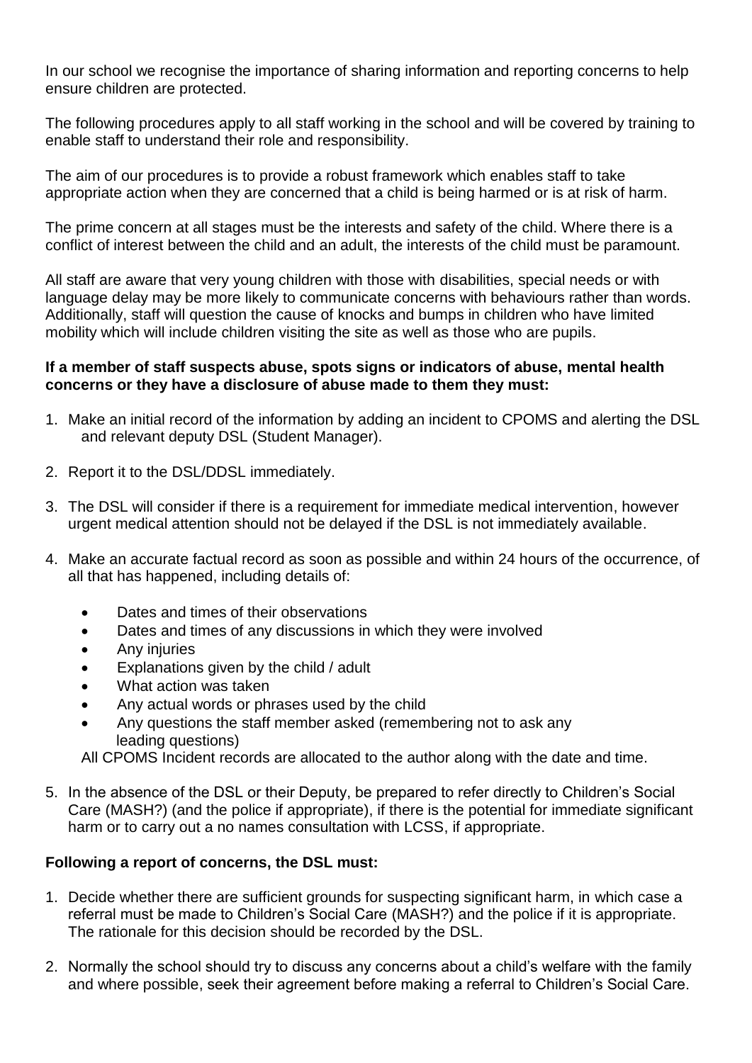In our school we recognise the importance of sharing information and reporting concerns to help ensure children are protected.

The following procedures apply to all staff working in the school and will be covered by training to enable staff to understand their role and responsibility.

The aim of our procedures is to provide a robust framework which enables staff to take appropriate action when they are concerned that a child is being harmed or is at risk of harm.

The prime concern at all stages must be the interests and safety of the child. Where there is a conflict of interest between the child and an adult, the interests of the child must be paramount.

All staff are aware that very young children with those with disabilities, special needs or with language delay may be more likely to communicate concerns with behaviours rather than words. Additionally, staff will question the cause of knocks and bumps in children who have limited mobility which will include children visiting the site as well as those who are pupils.

**If a member of staff suspects abuse, spots signs or indicators of abuse, mental health concerns or they have a disclosure of abuse made to them they must:**

1. Make an initial record of the information by adding an incident to CPOMS and alerting the DSL and relevant deputy DSL (Student Manager).
2. Report it to the DSL/DDSL immediately.
3. The DSL will consider if there is a requirement for immediate medical intervention, however urgent medical attention should not be delayed if the DSL is not immediately available.
4. Make an accurate factual record as soon as possible and within 24 hours of the occurrence, of all that has happened, including details of:
    - Dates and times of their observations
    - Dates and times of any discussions in which they were involved
    - Any injuries
    - Explanations given by the child / adult
    - What action was taken
    - Any actual words or phrases used by the child
    - Any questions the staff member asked (remembering not to ask any leading questions)

   All CPOMS Incident records are allocated to the author along with the date and time.
5. In the absence of the DSL or their Deputy, be prepared to refer directly to Children's Social Care (MASH?) (and the police if appropriate), if there is the potential for immediate significant harm or to carry out a no names consultation with LCSS, if appropriate.

**Following a report of concerns, the DSL must:**

1. Decide whether there are sufficient grounds for suspecting significant harm, in which case a referral must be made to Children's Social Care (MASH?) and the police if it is appropriate. The rationale for this decision should be recorded by the DSL.
2. Normally the school should try to discuss any concerns about a child's welfare with the family and where possible, seek their agreement before making a referral to Children's Social Care.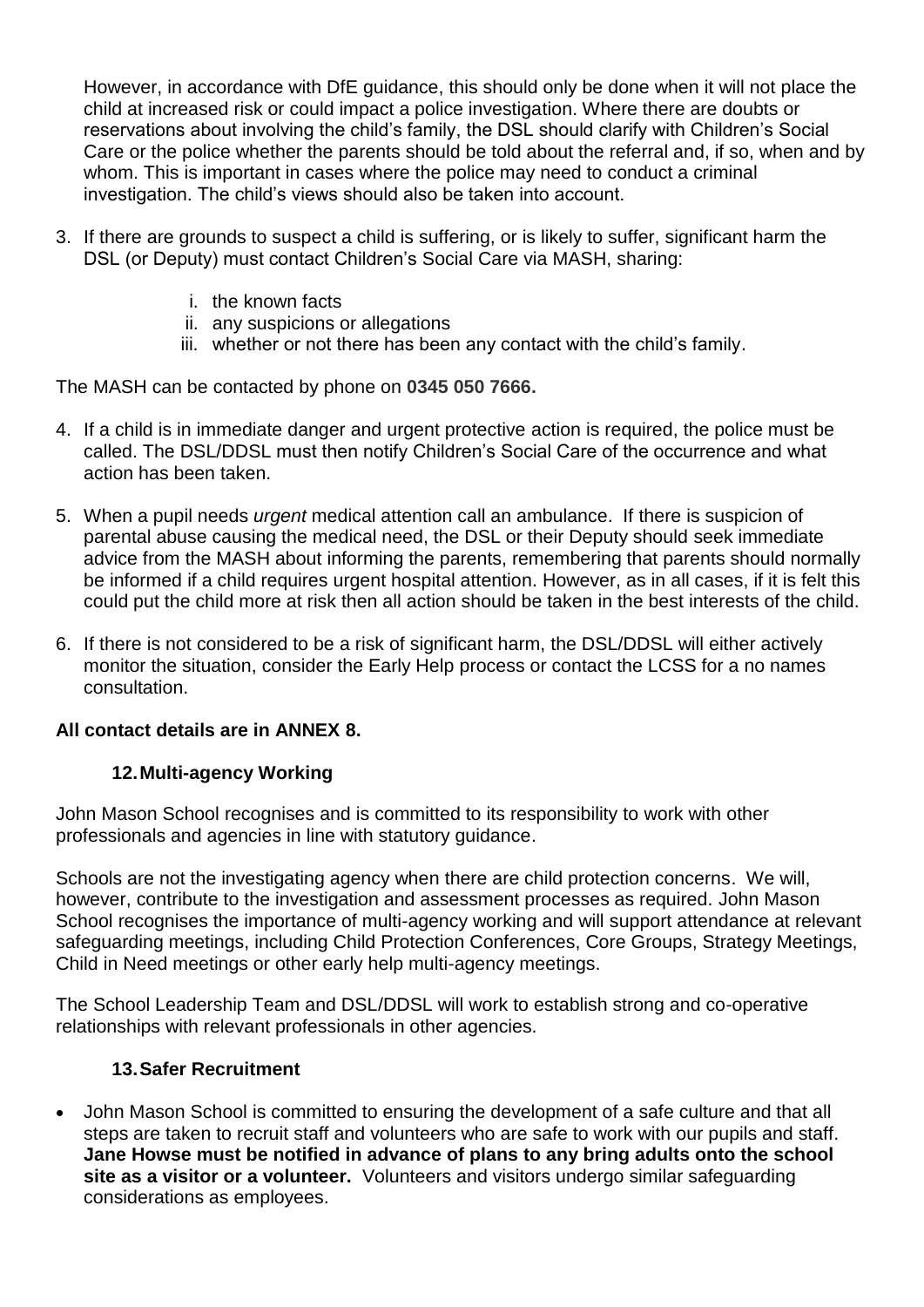However, in accordance with DfE guidance, this should only be done when it will not place the child at increased risk or could impact a police investigation. Where there are doubts or reservations about involving the child's family, the DSL should clarify with Children's Social Care or the police whether the parents should be told about the referral and, if so, when and by whom. This is important in cases where the police may need to conduct a criminal investigation. The child's views should also be taken into account.

3. If there are grounds to suspect a child is suffering, or is likely to suffer, significant harm the DSL (or Deputy) must contact Children's Social Care via MASH, sharing:

   i. the known facts
   ii. any suspicions or allegations
   iii. whether or not there has been any contact with the child's family.

The MASH can be contacted by phone on **0345 050 7666.**

4. If a child is in immediate danger and urgent protective action is required, the police must be called. The DSL/DDSL must then notify Children's Social Care of the occurrence and what action has been taken.

5. When a pupil needs *urgent* medical attention call an ambulance. If there is suspicion of parental abuse causing the medical need, the DSL or their Deputy should seek immediate advice from the MASH about informing the parents, remembering that parents should normally be informed if a child requires urgent hospital attention. However, as in all cases, if it is felt this could put the child more at risk then all action should be taken in the best interests of the child.

6. If there is not considered to be a risk of significant harm, the DSL/DDSL will either actively monitor the situation, consider the Early Help process or contact the LCSS for a no names consultation.

**All contact details are in ANNEX 8.**

## 12. Multi-agency Working

John Mason School recognises and is committed to its responsibility to work with other professionals and agencies in line with statutory guidance.

Schools are not the investigating agency when there are child protection concerns. We will, however, contribute to the investigation and assessment processes as required. John Mason School recognises the importance of multi-agency working and will support attendance at relevant safeguarding meetings, including Child Protection Conferences, Core Groups, Strategy Meetings, Child in Need meetings or other early help multi-agency meetings.

The School Leadership Team and DSL/DDSL will work to establish strong and co-operative relationships with relevant professionals in other agencies.

## 13. Safer Recruitment

- John Mason School is committed to ensuring the development of a safe culture and that all steps are taken to recruit staff and volunteers who are safe to work with our pupils and staff. **Jane Howse must be notified in advance of plans to any bring adults onto the school site as a visitor or a volunteer.** Volunteers and visitors undergo similar safeguarding considerations as employees.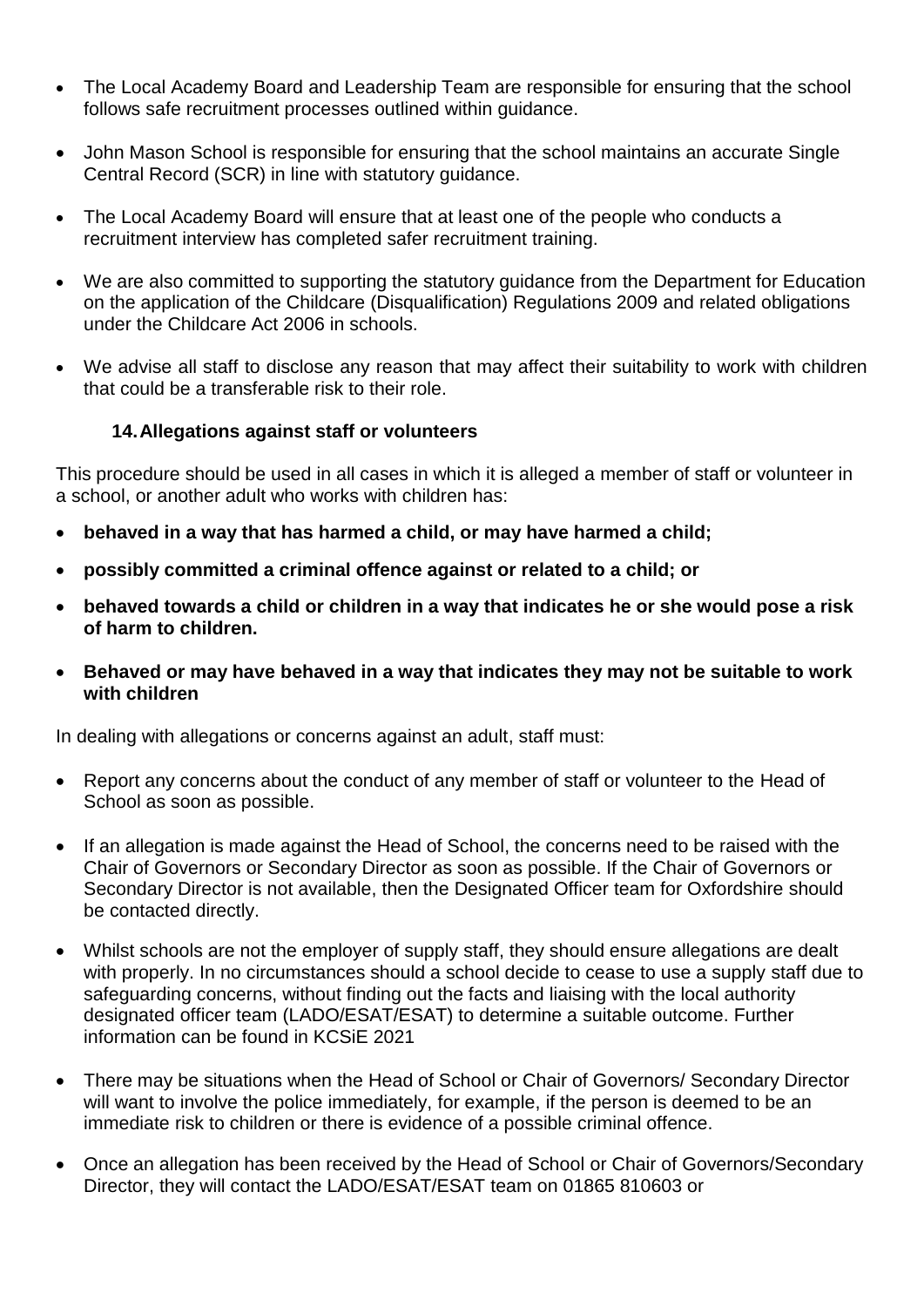- The Local Academy Board and Leadership Team are responsible for ensuring that the school follows safe recruitment processes outlined within guidance.
- John Mason School is responsible for ensuring that the school maintains an accurate Single Central Record (SCR) in line with statutory guidance.
- The Local Academy Board will ensure that at least one of the people who conducts a recruitment interview has completed safer recruitment training.
- We are also committed to supporting the statutory guidance from the Department for Education on the application of the Childcare (Disqualification) Regulations 2009 and related obligations under the Childcare Act 2006 in schools.
- We advise all staff to disclose any reason that may affect their suitability to work with children that could be a transferable risk to their role.

## 14. Allegations against staff or volunteers

This procedure should be used in all cases in which it is alleged a member of staff or volunteer in a school, or another adult who works with children has:

- **behaved in a way that has harmed a child, or may have harmed a child;**
- **possibly committed a criminal offence against or related to a child; or**
- **behaved towards a child or children in a way that indicates he or she would pose a risk of harm to children.**
- **Behaved or may have behaved in a way that indicates they may not be suitable to work with children**

In dealing with allegations or concerns against an adult, staff must:

- Report any concerns about the conduct of any member of staff or volunteer to the Head of School as soon as possible.
- If an allegation is made against the Head of School, the concerns need to be raised with the Chair of Governors or Secondary Director as soon as possible. If the Chair of Governors or Secondary Director is not available, then the Designated Officer team for Oxfordshire should be contacted directly.
- Whilst schools are not the employer of supply staff, they should ensure allegations are dealt with properly. In no circumstances should a school decide to cease to use a supply staff due to safeguarding concerns, without finding out the facts and liaising with the local authority designated officer team (LADO/ESAT/ESAT) to determine a suitable outcome. Further information can be found in KCSiE 2021
- There may be situations when the Head of School or Chair of Governors/ Secondary Director will want to involve the police immediately, for example, if the person is deemed to be an immediate risk to children or there is evidence of a possible criminal offence.
- Once an allegation has been received by the Head of School or Chair of Governors/Secondary Director, they will contact the LADO/ESAT/ESAT team on 01865 810603 or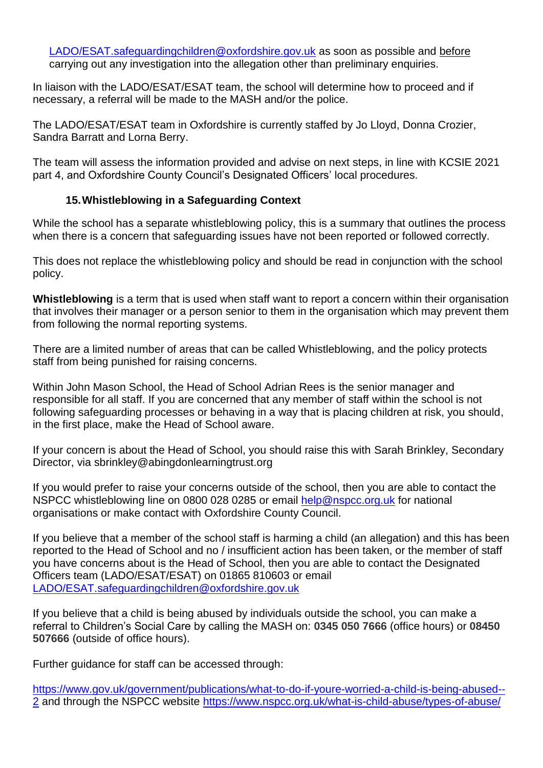LADO/ESAT.safeguardingchildren@oxfordshire.gov.uk as soon as possible and before carrying out any investigation into the allegation other than preliminary enquiries.

In liaison with the LADO/ESAT/ESAT team, the school will determine how to proceed and if necessary, a referral will be made to the MASH and/or the police.

The LADO/ESAT/ESAT team in Oxfordshire is currently staffed by Jo Lloyd, Donna Crozier, Sandra Barratt and Lorna Berry.

The team will assess the information provided and advise on next steps, in line with KCSIE 2021 part 4, and Oxfordshire County Council's Designated Officers' local procedures.

### 15. Whistleblowing in a Safeguarding Context

While the school has a separate whistleblowing policy, this is a summary that outlines the process when there is a concern that safeguarding issues have not been reported or followed correctly.

This does not replace the whistleblowing policy and should be read in conjunction with the school policy.

**Whistleblowing** is a term that is used when staff want to report a concern within their organisation that involves their manager or a person senior to them in the organisation which may prevent them from following the normal reporting systems.

There are a limited number of areas that can be called Whistleblowing, and the policy protects staff from being punished for raising concerns.

Within John Mason School, the Head of School Adrian Rees is the senior manager and responsible for all staff. If you are concerned that any member of staff within the school is not following safeguarding processes or behaving in a way that is placing children at risk, you should, in the first place, make the Head of School aware.

If your concern is about the Head of School, you should raise this with Sarah Brinkley, Secondary Director, via sbrinkley@abingdonlearningtrust.org

If you would prefer to raise your concerns outside of the school, then you are able to contact the NSPCC whistleblowing line on 0800 028 0285 or email help@nspcc.org.uk for national organisations or make contact with Oxfordshire County Council.

If you believe that a member of the school staff is harming a child (an allegation) and this has been reported to the Head of School and no / insufficient action has been taken, or the member of staff you have concerns about is the Head of School, then you are able to contact the Designated Officers team (LADO/ESAT/ESAT) on 01865 810603 or email LADO/ESAT.safeguardingchildren@oxfordshire.gov.uk

If you believe that a child is being abused by individuals outside the school, you can make a referral to Children's Social Care by calling the MASH on: **0345 050 7666** (office hours) or **08450 507666** (outside of office hours).

Further guidance for staff can be accessed through:

https://www.gov.uk/government/publications/what-to-do-if-youre-worried-a-child-is-being-abused--2 and through the NSPCC website https://www.nspcc.org.uk/what-is-child-abuse/types-of-abuse/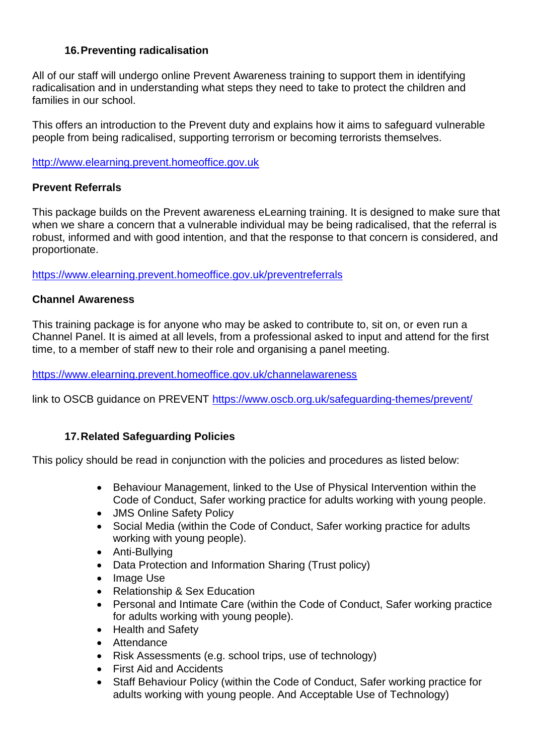## 16. Preventing radicalisation

All of our staff will undergo online Prevent Awareness training to support them in identifying radicalisation and in understanding what steps they need to take to protect the children and families in our school.

This offers an introduction to the Prevent duty and explains how it aims to safeguard vulnerable people from being radicalised, supporting terrorism or becoming terrorists themselves.

http://www.elearning.prevent.homeoffice.gov.uk

**Prevent Referrals**

This package builds on the Prevent awareness eLearning training. It is designed to make sure that when we share a concern that a vulnerable individual may be being radicalised, that the referral is robust, informed and with good intention, and that the response to that concern is considered, and proportionate.

https://www.elearning.prevent.homeoffice.gov.uk/preventreferrals

**Channel Awareness**

This training package is for anyone who may be asked to contribute to, sit on, or even run a Channel Panel. It is aimed at all levels, from a professional asked to input and attend for the first time, to a member of staff new to their role and organising a panel meeting.

https://www.elearning.prevent.homeoffice.gov.uk/channelawareness

link to OSCB guidance on PREVENT https://www.oscb.org.uk/safeguarding-themes/prevent/

## 17. Related Safeguarding Policies

This policy should be read in conjunction with the policies and procedures as listed below:

- Behaviour Management, linked to the Use of Physical Intervention within the Code of Conduct, Safer working practice for adults working with young people.
- JMS Online Safety Policy
- Social Media (within the Code of Conduct, Safer working practice for adults working with young people).
- Anti-Bullying
- Data Protection and Information Sharing (Trust policy)
- Image Use
- Relationship & Sex Education
- Personal and Intimate Care (within the Code of Conduct, Safer working practice for adults working with young people).
- Health and Safety
- Attendance
- Risk Assessments (e.g. school trips, use of technology)
- First Aid and Accidents
- Staff Behaviour Policy (within the Code of Conduct, Safer working practice for adults working with young people. And Acceptable Use of Technology)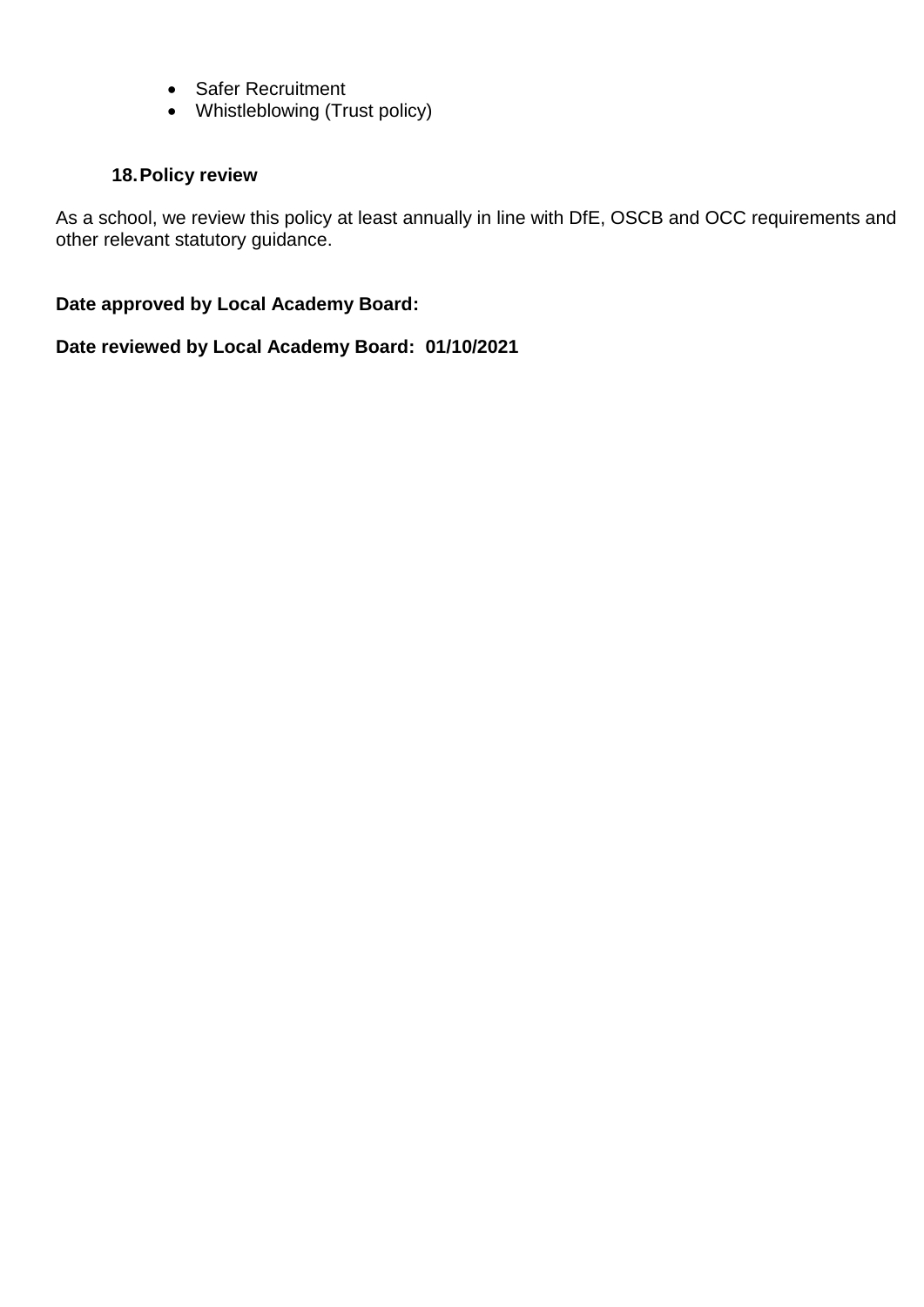- Safer Recruitment
- Whistleblowing (Trust policy)

## 18. Policy review

As a school, we review this policy at least annually in line with DfE, OSCB and OCC requirements and other relevant statutory guidance.

**Date approved by Local Academy Board:**

**Date reviewed by Local Academy Board: 01/10/2021**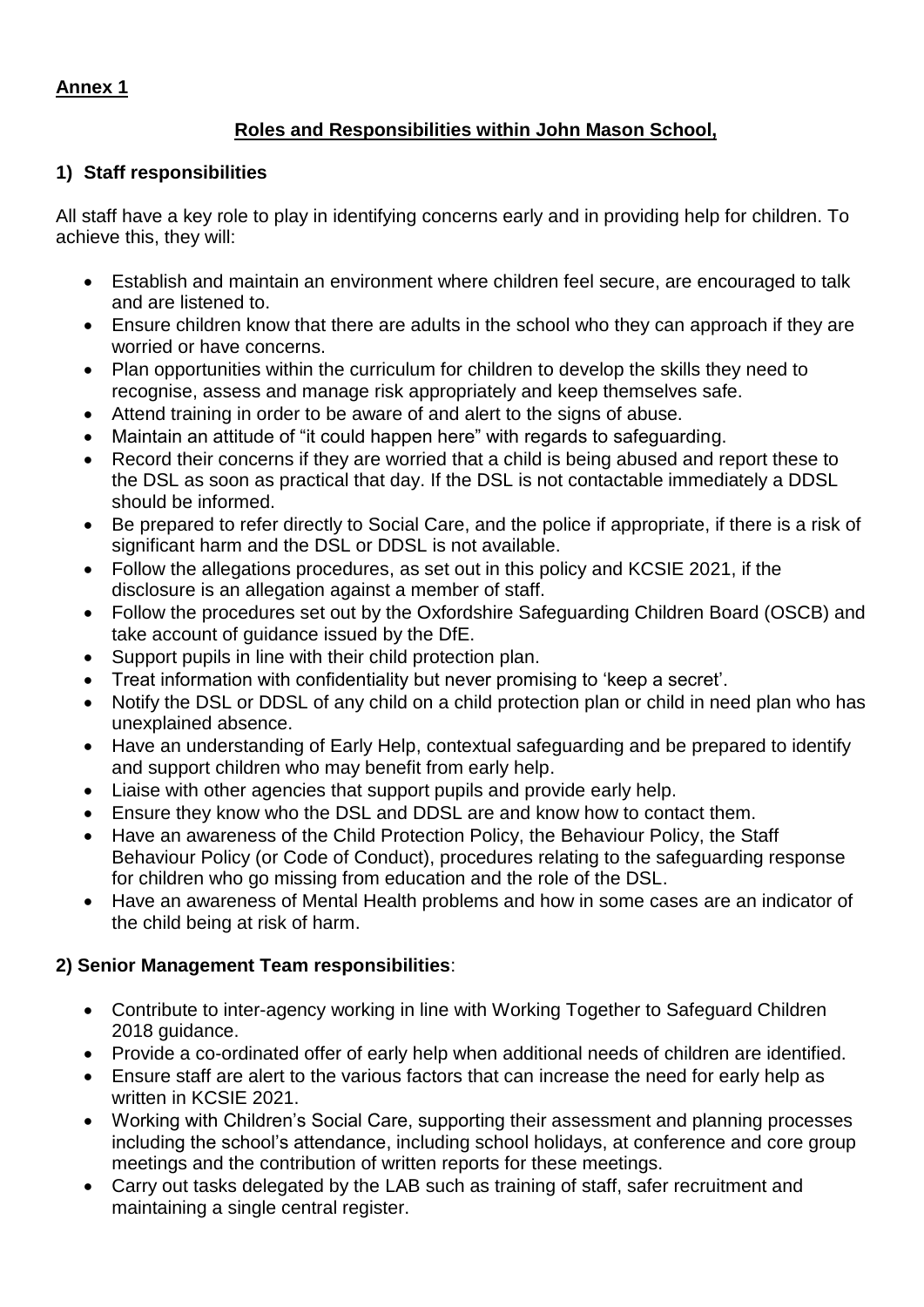**Annex 1**

## Roles and Responsibilities within John Mason School,

### 1) Staff responsibilities

All staff have a key role to play in identifying concerns early and in providing help for children. To achieve this, they will:

- Establish and maintain an environment where children feel secure, are encouraged to talk and are listened to.
- Ensure children know that there are adults in the school who they can approach if they are worried or have concerns.
- Plan opportunities within the curriculum for children to develop the skills they need to recognise, assess and manage risk appropriately and keep themselves safe.
- Attend training in order to be aware of and alert to the signs of abuse.
- Maintain an attitude of "it could happen here" with regards to safeguarding.
- Record their concerns if they are worried that a child is being abused and report these to the DSL as soon as practical that day. If the DSL is not contactable immediately a DDSL should be informed.
- Be prepared to refer directly to Social Care, and the police if appropriate, if there is a risk of significant harm and the DSL or DDSL is not available.
- Follow the allegations procedures, as set out in this policy and KCSIE 2021, if the disclosure is an allegation against a member of staff.
- Follow the procedures set out by the Oxfordshire Safeguarding Children Board (OSCB) and take account of guidance issued by the DfE.
- Support pupils in line with their child protection plan.
- Treat information with confidentiality but never promising to 'keep a secret'.
- Notify the DSL or DDSL of any child on a child protection plan or child in need plan who has unexplained absence.
- Have an understanding of Early Help, contextual safeguarding and be prepared to identify and support children who may benefit from early help.
- Liaise with other agencies that support pupils and provide early help.
- Ensure they know who the DSL and DDSL are and know how to contact them.
- Have an awareness of the Child Protection Policy, the Behaviour Policy, the Staff Behaviour Policy (or Code of Conduct), procedures relating to the safeguarding response for children who go missing from education and the role of the DSL.
- Have an awareness of Mental Health problems and how in some cases are an indicator of the child being at risk of harm.

### 2) Senior Management Team responsibilities:

- Contribute to inter-agency working in line with Working Together to Safeguard Children 2018 guidance.
- Provide a co-ordinated offer of early help when additional needs of children are identified.
- Ensure staff are alert to the various factors that can increase the need for early help as written in KCSIE 2021.
- Working with Children's Social Care, supporting their assessment and planning processes including the school's attendance, including school holidays, at conference and core group meetings and the contribution of written reports for these meetings.
- Carry out tasks delegated by the LAB such as training of staff, safer recruitment and maintaining a single central register.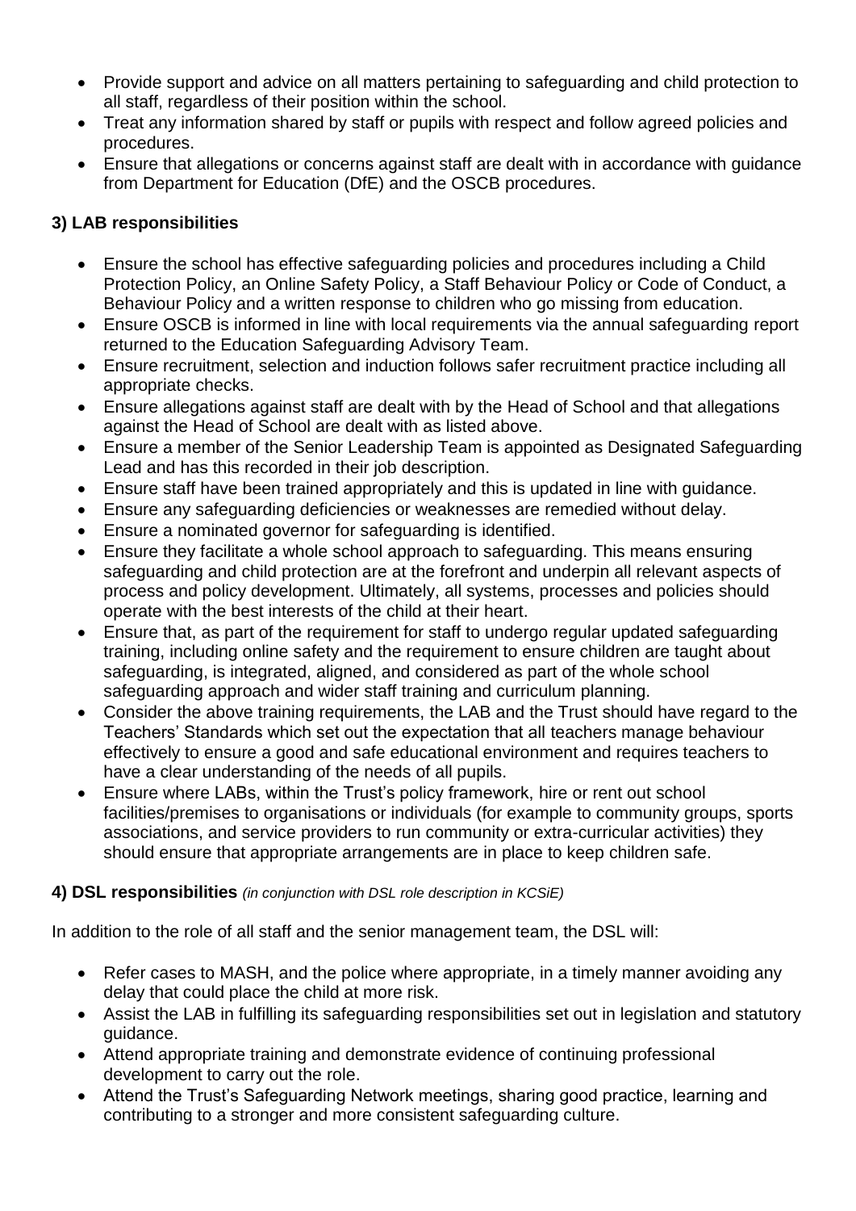- Provide support and advice on all matters pertaining to safeguarding and child protection to all staff, regardless of their position within the school.
- Treat any information shared by staff or pupils with respect and follow agreed policies and procedures.
- Ensure that allegations or concerns against staff are dealt with in accordance with guidance from Department for Education (DfE) and the OSCB procedures.

### 3) LAB responsibilities

- Ensure the school has effective safeguarding policies and procedures including a Child Protection Policy, an Online Safety Policy, a Staff Behaviour Policy or Code of Conduct, a Behaviour Policy and a written response to children who go missing from education.
- Ensure OSCB is informed in line with local requirements via the annual safeguarding report returned to the Education Safeguarding Advisory Team.
- Ensure recruitment, selection and induction follows safer recruitment practice including all appropriate checks.
- Ensure allegations against staff are dealt with by the Head of School and that allegations against the Head of School are dealt with as listed above.
- Ensure a member of the Senior Leadership Team is appointed as Designated Safeguarding Lead and has this recorded in their job description.
- Ensure staff have been trained appropriately and this is updated in line with guidance.
- Ensure any safeguarding deficiencies or weaknesses are remedied without delay.
- Ensure a nominated governor for safeguarding is identified.
- Ensure they facilitate a whole school approach to safeguarding. This means ensuring safeguarding and child protection are at the forefront and underpin all relevant aspects of process and policy development. Ultimately, all systems, processes and policies should operate with the best interests of the child at their heart.
- Ensure that, as part of the requirement for staff to undergo regular updated safeguarding training, including online safety and the requirement to ensure children are taught about safeguarding, is integrated, aligned, and considered as part of the whole school safeguarding approach and wider staff training and curriculum planning.
- Consider the above training requirements, the LAB and the Trust should have regard to the Teachers' Standards which set out the expectation that all teachers manage behaviour effectively to ensure a good and safe educational environment and requires teachers to have a clear understanding of the needs of all pupils.
- Ensure where LABs, within the Trust's policy framework, hire or rent out school facilities/premises to organisations or individuals (for example to community groups, sports associations, and service providers to run community or extra-curricular activities) they should ensure that appropriate arrangements are in place to keep children safe.

### 4) DSL responsibilities *(in conjunction with DSL role description in KCSiE)*

In addition to the role of all staff and the senior management team, the DSL will:

- Refer cases to MASH, and the police where appropriate, in a timely manner avoiding any delay that could place the child at more risk.
- Assist the LAB in fulfilling its safeguarding responsibilities set out in legislation and statutory guidance.
- Attend appropriate training and demonstrate evidence of continuing professional development to carry out the role.
- Attend the Trust's Safeguarding Network meetings, sharing good practice, learning and contributing to a stronger and more consistent safeguarding culture.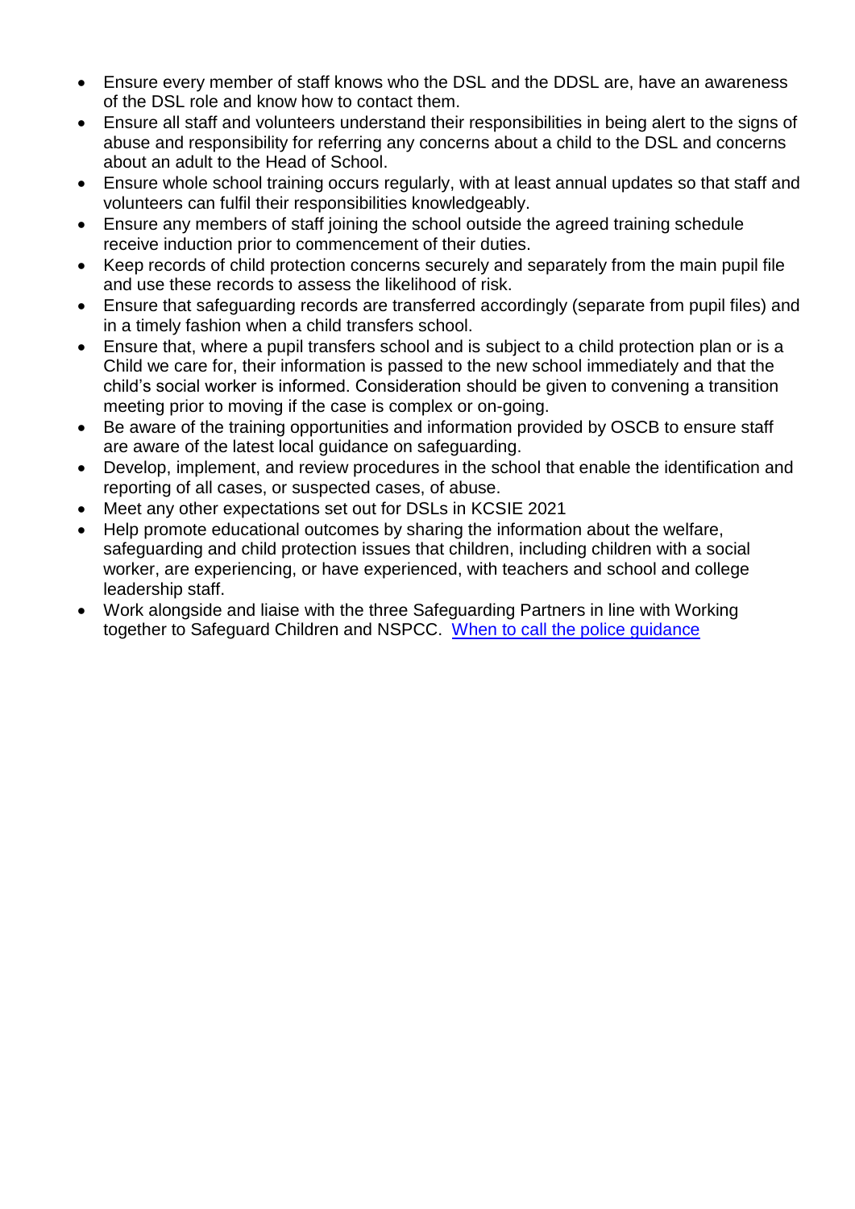- Ensure every member of staff knows who the DSL and the DDSL are, have an awareness of the DSL role and know how to contact them.
- Ensure all staff and volunteers understand their responsibilities in being alert to the signs of abuse and responsibility for referring any concerns about a child to the DSL and concerns about an adult to the Head of School.
- Ensure whole school training occurs regularly, with at least annual updates so that staff and volunteers can fulfil their responsibilities knowledgeably.
- Ensure any members of staff joining the school outside the agreed training schedule receive induction prior to commencement of their duties.
- Keep records of child protection concerns securely and separately from the main pupil file and use these records to assess the likelihood of risk.
- Ensure that safeguarding records are transferred accordingly (separate from pupil files) and in a timely fashion when a child transfers school.
- Ensure that, where a pupil transfers school and is subject to a child protection plan or is a Child we care for, their information is passed to the new school immediately and that the child's social worker is informed. Consideration should be given to convening a transition meeting prior to moving if the case is complex or on-going.
- Be aware of the training opportunities and information provided by OSCB to ensure staff are aware of the latest local guidance on safeguarding.
- Develop, implement, and review procedures in the school that enable the identification and reporting of all cases, or suspected cases, of abuse.
- Meet any other expectations set out for DSLs in KCSIE 2021
- Help promote educational outcomes by sharing the information about the welfare, safeguarding and child protection issues that children, including children with a social worker, are experiencing, or have experienced, with teachers and school and college leadership staff.
- Work alongside and liaise with the three Safeguarding Partners in line with Working together to Safeguard Children and NSPCC. [When to call the police guidance]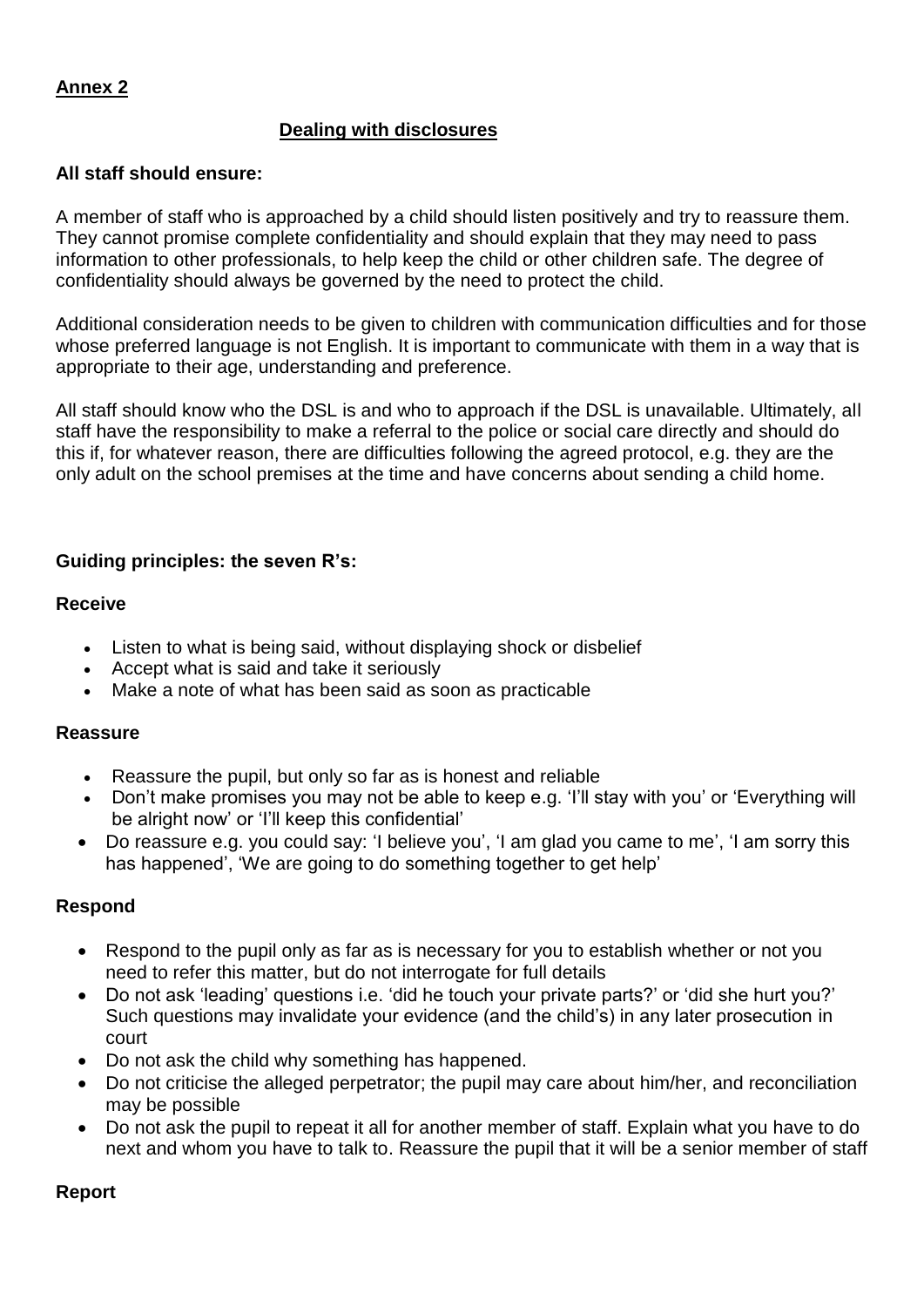**Annex 2**

## Dealing with disclosures

**All staff should ensure:**

A member of staff who is approached by a child should listen positively and try to reassure them. They cannot promise complete confidentiality and should explain that they may need to pass information to other professionals, to help keep the child or other children safe. The degree of confidentiality should always be governed by the need to protect the child.

Additional consideration needs to be given to children with communication difficulties and for those whose preferred language is not English. It is important to communicate with them in a way that is appropriate to their age, understanding and preference.

All staff should know who the DSL is and who to approach if the DSL is unavailable. Ultimately, all staff have the responsibility to make a referral to the police or social care directly and should do this if, for whatever reason, there are difficulties following the agreed protocol, e.g. they are the only adult on the school premises at the time and have concerns about sending a child home.

**Guiding principles: the seven R's:**

**Receive**

- Listen to what is being said, without displaying shock or disbelief
- Accept what is said and take it seriously
- Make a note of what has been said as soon as practicable

**Reassure**

- Reassure the pupil, but only so far as is honest and reliable
- Don't make promises you may not be able to keep e.g. 'I'll stay with you' or 'Everything will be alright now' or 'I'll keep this confidential'
- Do reassure e.g. you could say: 'I believe you', 'I am glad you came to me', 'I am sorry this has happened', 'We are going to do something together to get help'

**Respond**

- Respond to the pupil only as far as is necessary for you to establish whether or not you need to refer this matter, but do not interrogate for full details
- Do not ask 'leading' questions i.e. 'did he touch your private parts?' or 'did she hurt you?' Such questions may invalidate your evidence (and the child's) in any later prosecution in court
- Do not ask the child why something has happened.
- Do not criticise the alleged perpetrator; the pupil may care about him/her, and reconciliation may be possible
- Do not ask the pupil to repeat it all for another member of staff. Explain what you have to do next and whom you have to talk to. Reassure the pupil that it will be a senior member of staff

**Report**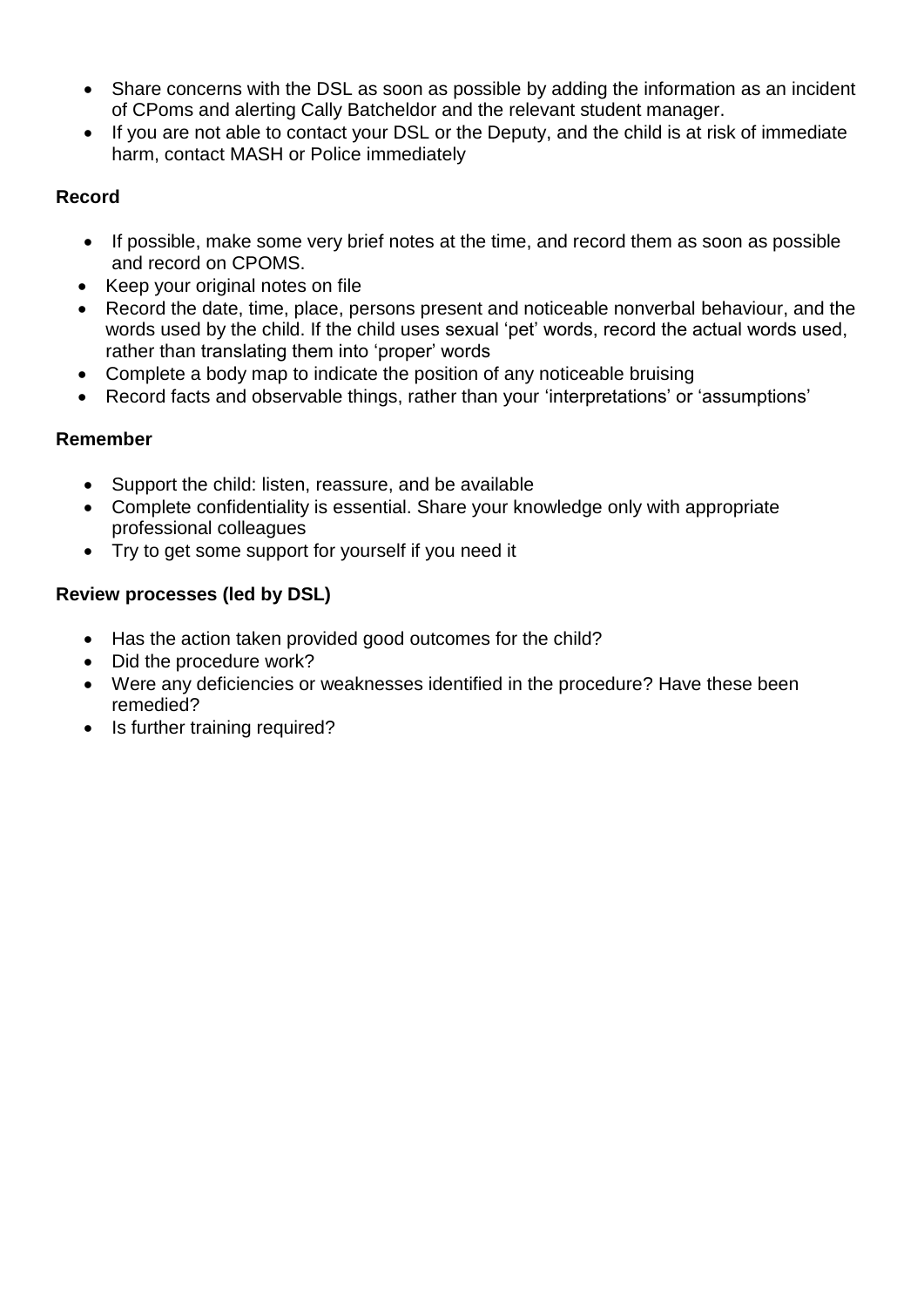- Share concerns with the DSL as soon as possible by adding the information as an incident of CPoms and alerting Cally Batcheldor and the relevant student manager.
- If you are not able to contact your DSL or the Deputy, and the child is at risk of immediate harm, contact MASH or Police immediately

**Record**

- If possible, make some very brief notes at the time, and record them as soon as possible and record on CPOMS.
- Keep your original notes on file
- Record the date, time, place, persons present and noticeable nonverbal behaviour, and the words used by the child. If the child uses sexual 'pet' words, record the actual words used, rather than translating them into 'proper' words
- Complete a body map to indicate the position of any noticeable bruising
- Record facts and observable things, rather than your 'interpretations' or 'assumptions'

**Remember**

- Support the child: listen, reassure, and be available
- Complete confidentiality is essential. Share your knowledge only with appropriate professional colleagues
- Try to get some support for yourself if you need it

**Review processes (led by DSL)**

- Has the action taken provided good outcomes for the child?
- Did the procedure work?
- Were any deficiencies or weaknesses identified in the procedure? Have these been remedied?
- Is further training required?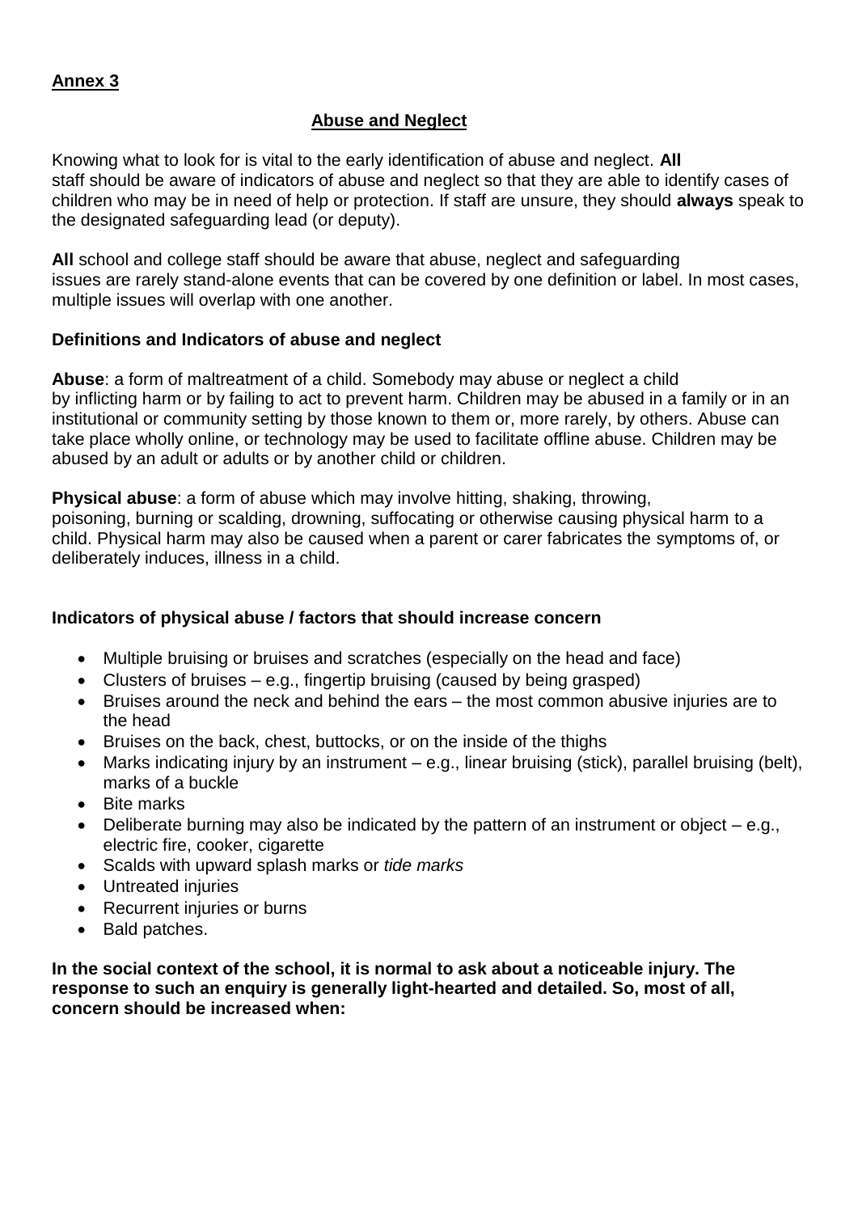**<u>Annex 3</u>**

## <u>Abuse and Neglect</u>

Knowing what to look for is vital to the early identification of abuse and neglect. **All** staff should be aware of indicators of abuse and neglect so that they are able to identify cases of children who may be in need of help or protection. If staff are unsure, they should **always** speak to the designated safeguarding lead (or deputy).

**All** school and college staff should be aware that abuse, neglect and safeguarding issues are rarely stand-alone events that can be covered by one definition or label. In most cases, multiple issues will overlap with one another.

### Definitions and Indicators of abuse and neglect

**Abuse**: a form of maltreatment of a child. Somebody may abuse or neglect a child by inflicting harm or by failing to act to prevent harm. Children may be abused in a family or in an institutional or community setting by those known to them or, more rarely, by others. Abuse can take place wholly online, or technology may be used to facilitate offline abuse. Children may be abused by an adult or adults or by another child or children.

**Physical abuse**: a form of abuse which may involve hitting, shaking, throwing, poisoning, burning or scalding, drowning, suffocating or otherwise causing physical harm to a child. Physical harm may also be caused when a parent or carer fabricates the symptoms of, or deliberately induces, illness in a child.

### Indicators of physical abuse / factors that should increase concern

- Multiple bruising or bruises and scratches (especially on the head and face)
- Clusters of bruises – e.g., fingertip bruising (caused by being grasped)
- Bruises around the neck and behind the ears – the most common abusive injuries are to the head
- Bruises on the back, chest, buttocks, or on the inside of the thighs
- Marks indicating injury by an instrument – e.g., linear bruising (stick), parallel bruising (belt), marks of a buckle
- Bite marks
- Deliberate burning may also be indicated by the pattern of an instrument or object – e.g., electric fire, cooker, cigarette
- Scalds with upward splash marks or *tide marks*
- Untreated injuries
- Recurrent injuries or burns
- Bald patches.

**In the social context of the school, it is normal to ask about a noticeable injury. The response to such an enquiry is generally light-hearted and detailed. So, most of all, concern should be increased when:**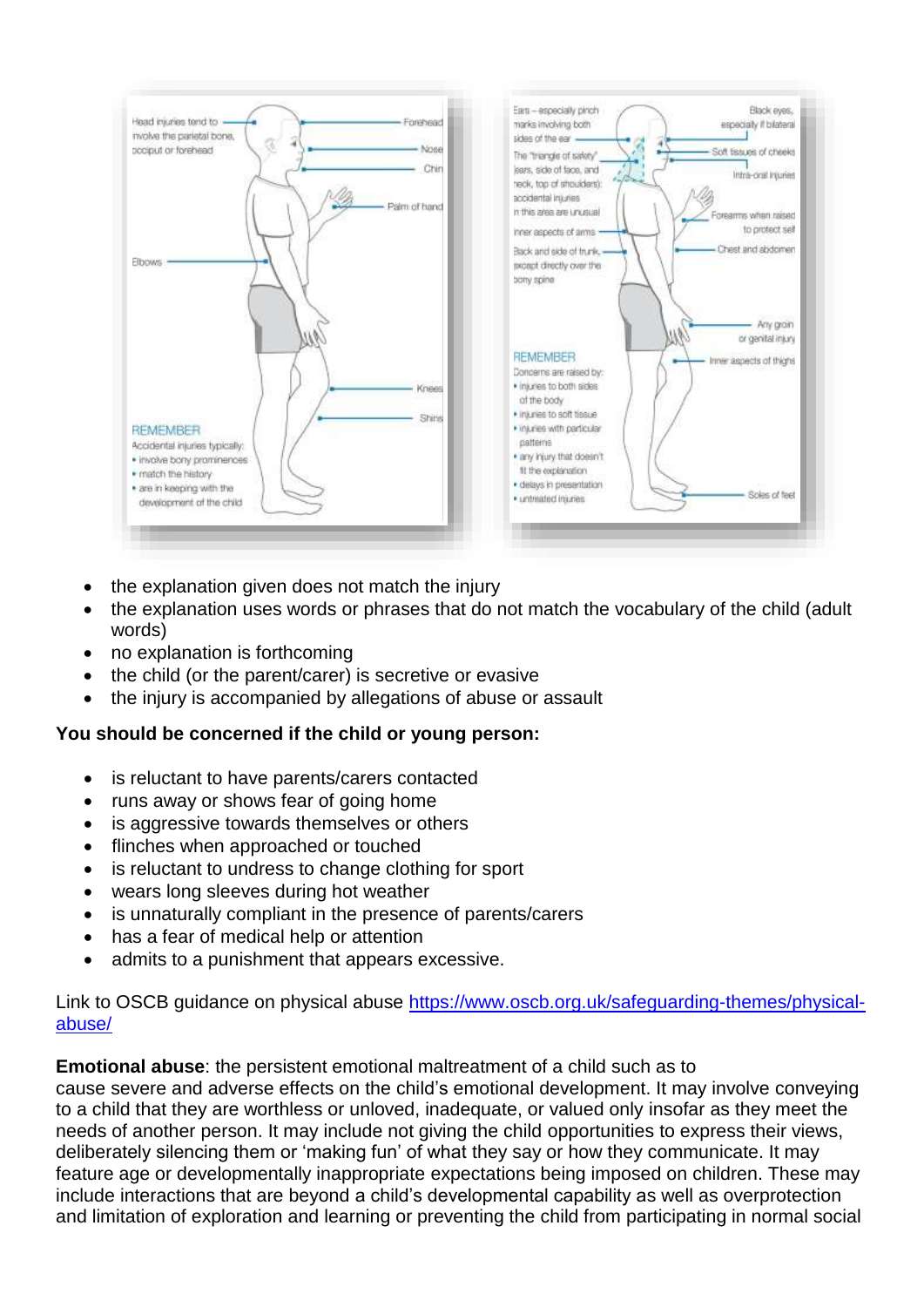Head injuries tend to involve the parietal bone, occiput or forehead

Forehead

Nose

Chin

Palm of hand

Elbows

Knees

Shins

REMEMBER

Accidental injuries typically:

- involve bony prominences
- match the history
- are in keeping with the development of the child

Ears – especially pinch marks involving both sides of the ear

The "triangle of safety" (ears, side of face, and neck, top of shoulders): accidental injuries in this area are unusual

Inner aspects of arms

Back and side of trunk, except directly over the bony spine

Black eyes, especially if bilateral

Soft tissues of cheeks

Intra-oral injuries

Forearms when raised to protect self

Chest and abdomen

Any groin or genital injury

Inner aspects of thighs

Soles of feet

REMEMBER

Concerns are raised by:

- injuries to both sides of the body
- injuries to soft tissue
- injuries with particular patterns
- any injury that doesn't fit the explanation
- delays in presentation
- untreated injuries

---

- the explanation given does not match the injury
- the explanation uses words or phrases that do not match the vocabulary of the child (adult words)
- no explanation is forthcoming
- the child (or the parent/carer) is secretive or evasive
- the injury is accompanied by allegations of abuse or assault

**You should be concerned if the child or young person:**

- is reluctant to have parents/carers contacted
- runs away or shows fear of going home
- is aggressive towards themselves or others
- flinches when approached or touched
- is reluctant to undress to change clothing for sport
- wears long sleeves during hot weather
- is unnaturally compliant in the presence of parents/carers
- has a fear of medical help or attention
- admits to a punishment that appears excessive.

Link to OSCB guidance on physical abuse [https://www.oscb.org.uk/safeguarding-themes/physical-abuse/](https://www.oscb.org.uk/safeguarding-themes/physical-abuse/)

**Emotional abuse**: the persistent emotional maltreatment of a child such as to cause severe and adverse effects on the child's emotional development. It may involve conveying to a child that they are worthless or unloved, inadequate, or valued only insofar as they meet the needs of another person. It may include not giving the child opportunities to express their views, deliberately silencing them or 'making fun' of what they say or how they communicate. It may feature age or developmentally inappropriate expectations being imposed on children. These may include interactions that are beyond a child's developmental capability as well as overprotection and limitation of exploration and learning or preventing the child from participating in normal social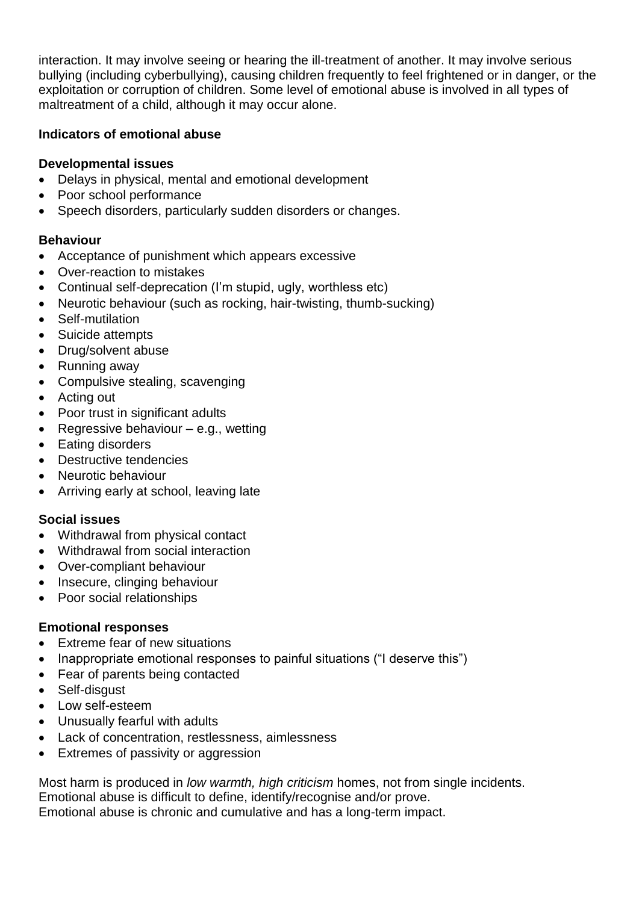interaction. It may involve seeing or hearing the ill-treatment of another. It may involve serious bullying (including cyberbullying), causing children frequently to feel frightened or in danger, or the exploitation or corruption of children. Some level of emotional abuse is involved in all types of maltreatment of a child, although it may occur alone.

**Indicators of emotional abuse**

**Developmental issues**

- Delays in physical, mental and emotional development
- Poor school performance
- Speech disorders, particularly sudden disorders or changes.

**Behaviour**

- Acceptance of punishment which appears excessive
- Over-reaction to mistakes
- Continual self-deprecation (I'm stupid, ugly, worthless etc)
- Neurotic behaviour (such as rocking, hair-twisting, thumb-sucking)
- Self-mutilation
- Suicide attempts
- Drug/solvent abuse
- Running away
- Compulsive stealing, scavenging
- Acting out
- Poor trust in significant adults
- Regressive behaviour – e.g., wetting
- Eating disorders
- Destructive tendencies
- Neurotic behaviour
- Arriving early at school, leaving late

**Social issues**

- Withdrawal from physical contact
- Withdrawal from social interaction
- Over-compliant behaviour
- Insecure, clinging behaviour
- Poor social relationships

**Emotional responses**

- Extreme fear of new situations
- Inappropriate emotional responses to painful situations ("I deserve this")
- Fear of parents being contacted
- Self-disgust
- Low self-esteem
- Unusually fearful with adults
- Lack of concentration, restlessness, aimlessness
- Extremes of passivity or aggression

Most harm is produced in *low warmth, high criticism* homes, not from single incidents.
Emotional abuse is difficult to define, identify/recognise and/or prove.
Emotional abuse is chronic and cumulative and has a long-term impact.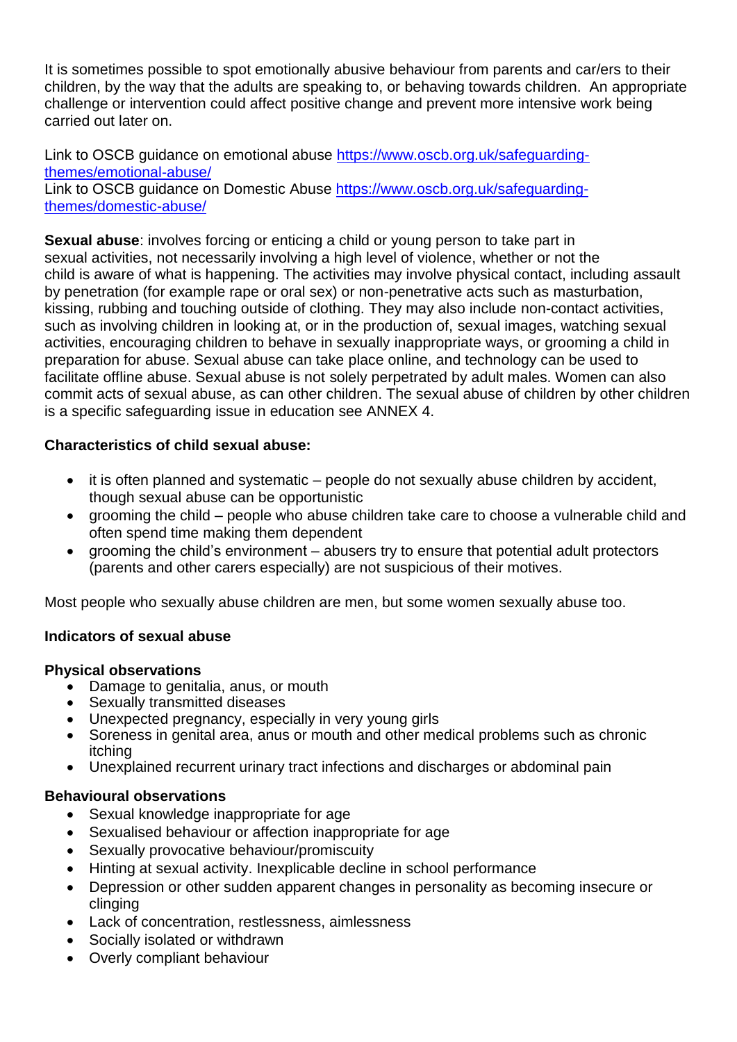It is sometimes possible to spot emotionally abusive behaviour from parents and car/ers to their children, by the way that the adults are speaking to, or behaving towards children. An appropriate challenge or intervention could affect positive change and prevent more intensive work being carried out later on.

Link to OSCB guidance on emotional abuse [https://www.oscb.org.uk/safeguarding-themes/emotional-abuse/](https://www.oscb.org.uk/safeguarding-themes/emotional-abuse/)
Link to OSCB guidance on Domestic Abuse [https://www.oscb.org.uk/safeguarding-themes/domestic-abuse/](https://www.oscb.org.uk/safeguarding-themes/domestic-abuse/)

**Sexual abuse**: involves forcing or enticing a child or young person to take part in sexual activities, not necessarily involving a high level of violence, whether or not the child is aware of what is happening. The activities may involve physical contact, including assault by penetration (for example rape or oral sex) or non-penetrative acts such as masturbation, kissing, rubbing and touching outside of clothing. They may also include non-contact activities, such as involving children in looking at, or in the production of, sexual images, watching sexual activities, encouraging children to behave in sexually inappropriate ways, or grooming a child in preparation for abuse. Sexual abuse can take place online, and technology can be used to facilitate offline abuse. Sexual abuse is not solely perpetrated by adult males. Women can also commit acts of sexual abuse, as can other children. The sexual abuse of children by other children is a specific safeguarding issue in education see ANNEX 4.

**Characteristics of child sexual abuse:**

- it is often planned and systematic – people do not sexually abuse children by accident, though sexual abuse can be opportunistic
- grooming the child – people who abuse children take care to choose a vulnerable child and often spend time making them dependent
- grooming the child's environment – abusers try to ensure that potential adult protectors (parents and other carers especially) are not suspicious of their motives.

Most people who sexually abuse children are men, but some women sexually abuse too.

**Indicators of sexual abuse**

**Physical observations**

- Damage to genitalia, anus, or mouth
- Sexually transmitted diseases
- Unexpected pregnancy, especially in very young girls
- Soreness in genital area, anus or mouth and other medical problems such as chronic itching
- Unexplained recurrent urinary tract infections and discharges or abdominal pain

**Behavioural observations**

- Sexual knowledge inappropriate for age
- Sexualised behaviour or affection inappropriate for age
- Sexually provocative behaviour/promiscuity
- Hinting at sexual activity. Inexplicable decline in school performance
- Depression or other sudden apparent changes in personality as becoming insecure or clinging
- Lack of concentration, restlessness, aimlessness
- Socially isolated or withdrawn
- Overly compliant behaviour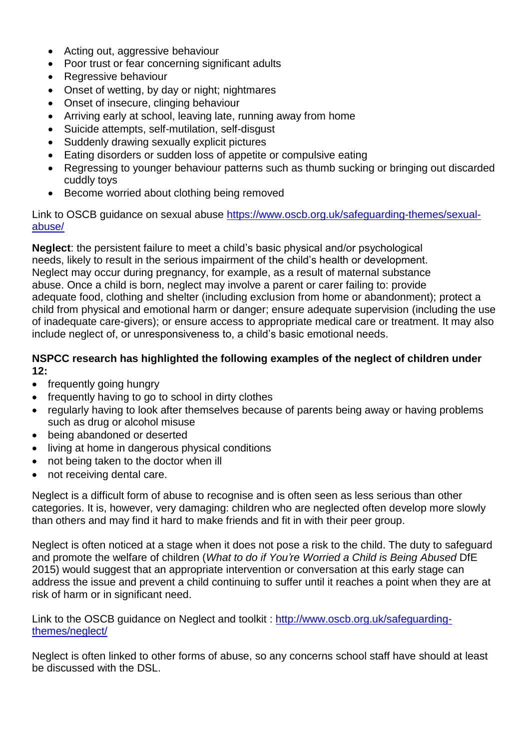- Acting out, aggressive behaviour
- Poor trust or fear concerning significant adults
- Regressive behaviour
- Onset of wetting, by day or night; nightmares
- Onset of insecure, clinging behaviour
- Arriving early at school, leaving late, running away from home
- Suicide attempts, self-mutilation, self-disgust
- Suddenly drawing sexually explicit pictures
- Eating disorders or sudden loss of appetite or compulsive eating
- Regressing to younger behaviour patterns such as thumb sucking or bringing out discarded cuddly toys
- Become worried about clothing being removed

Link to OSCB guidance on sexual abuse [https://www.oscb.org.uk/safeguarding-themes/sexual-abuse/](https://www.oscb.org.uk/safeguarding-themes/sexual-abuse/)

**Neglect**: the persistent failure to meet a child's basic physical and/or psychological needs, likely to result in the serious impairment of the child's health or development. Neglect may occur during pregnancy, for example, as a result of maternal substance abuse. Once a child is born, neglect may involve a parent or carer failing to: provide adequate food, clothing and shelter (including exclusion from home or abandonment); protect a child from physical and emotional harm or danger; ensure adequate supervision (including the use of inadequate care-givers); or ensure access to appropriate medical care or treatment. It may also include neglect of, or unresponsiveness to, a child's basic emotional needs.

**NSPCC research has highlighted the following examples of the neglect of children under 12:**

- frequently going hungry
- frequently having to go to school in dirty clothes
- regularly having to look after themselves because of parents being away or having problems such as drug or alcohol misuse
- being abandoned or deserted
- living at home in dangerous physical conditions
- not being taken to the doctor when ill
- not receiving dental care.

Neglect is a difficult form of abuse to recognise and is often seen as less serious than other categories. It is, however, very damaging: children who are neglected often develop more slowly than others and may find it hard to make friends and fit in with their peer group.

Neglect is often noticed at a stage when it does not pose a risk to the child. The duty to safeguard and promote the welfare of children (*What to do if You're Worried a Child is Being Abused* DfE 2015) would suggest that an appropriate intervention or conversation at this early stage can address the issue and prevent a child continuing to suffer until it reaches a point when they are at risk of harm or in significant need.

Link to the OSCB guidance on Neglect and toolkit : [http://www.oscb.org.uk/safeguarding-themes/neglect/](http://www.oscb.org.uk/safeguarding-themes/neglect/)

Neglect is often linked to other forms of abuse, so any concerns school staff have should at least be discussed with the DSL.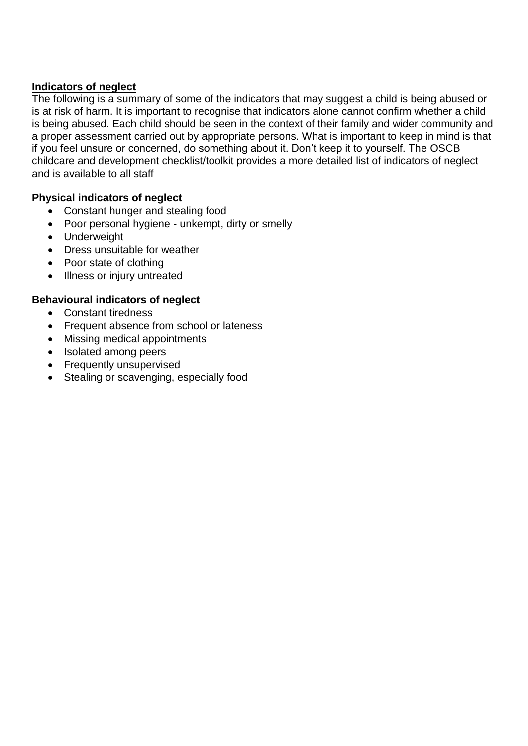**Indicators of neglect**

The following is a summary of some of the indicators that may suggest a child is being abused or is at risk of harm. It is important to recognise that indicators alone cannot confirm whether a child is being abused. Each child should be seen in the context of their family and wider community and a proper assessment carried out by appropriate persons. What is important to keep in mind is that if you feel unsure or concerned, do something about it. Don't keep it to yourself. The OSCB childcare and development checklist/toolkit provides a more detailed list of indicators of neglect and is available to all staff

**Physical indicators of neglect**

- Constant hunger and stealing food
- Poor personal hygiene - unkempt, dirty or smelly
- Underweight
- Dress unsuitable for weather
- Poor state of clothing
- Illness or injury untreated

**Behavioural indicators of neglect**

- Constant tiredness
- Frequent absence from school or lateness
- Missing medical appointments
- Isolated among peers
- Frequently unsupervised
- Stealing or scavenging, especially food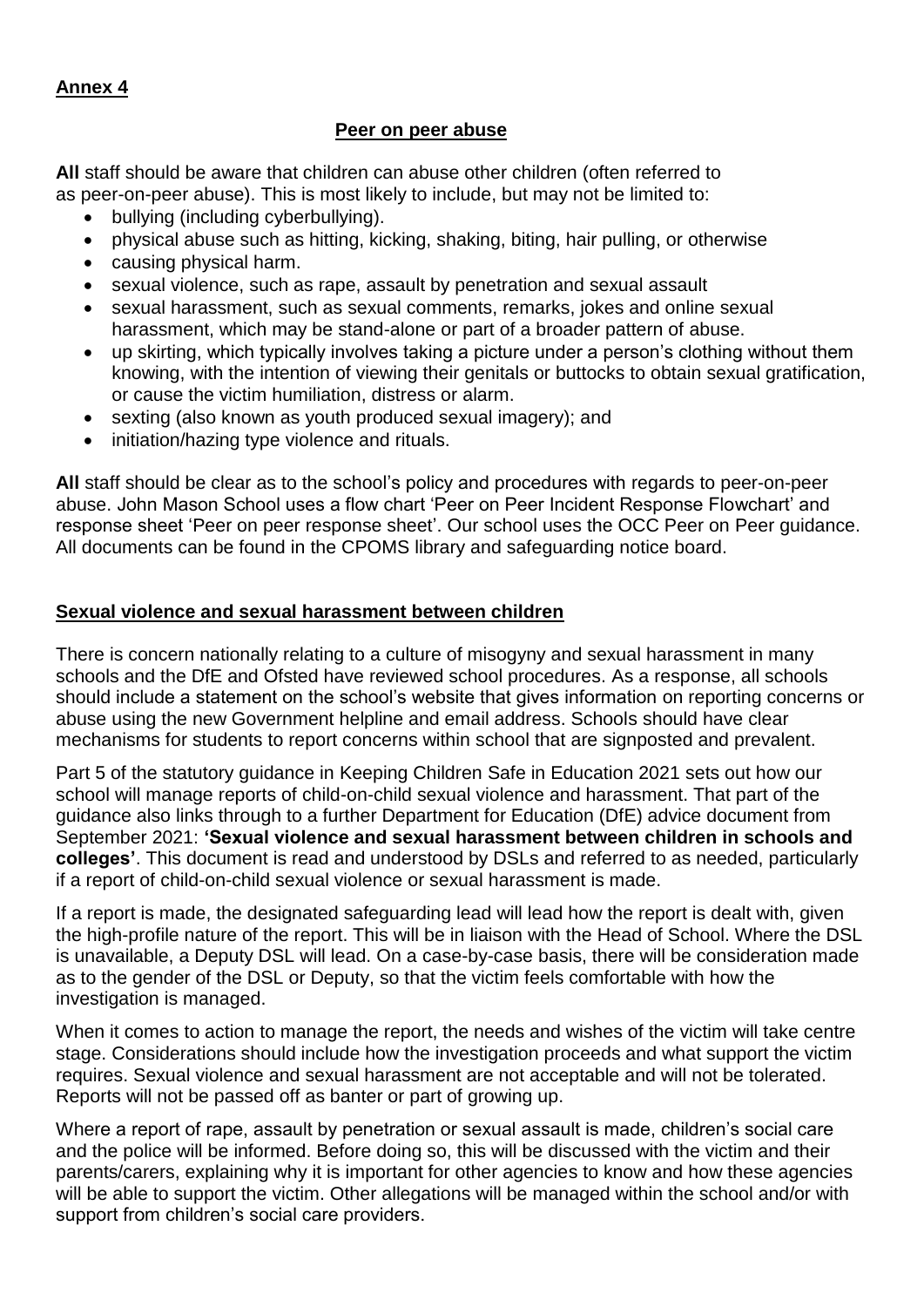**Annex 4**

**Peer on peer abuse**

**All** staff should be aware that children can abuse other children (often referred to as peer-on-peer abuse). This is most likely to include, but may not be limited to:

- bullying (including cyberbullying).
- physical abuse such as hitting, kicking, shaking, biting, hair pulling, or otherwise
- causing physical harm.
- sexual violence, such as rape, assault by penetration and sexual assault
- sexual harassment, such as sexual comments, remarks, jokes and online sexual harassment, which may be stand-alone or part of a broader pattern of abuse.
- up skirting, which typically involves taking a picture under a person's clothing without them knowing, with the intention of viewing their genitals or buttocks to obtain sexual gratification, or cause the victim humiliation, distress or alarm.
- sexting (also known as youth produced sexual imagery); and
- initiation/hazing type violence and rituals.

**All** staff should be clear as to the school's policy and procedures with regards to peer-on-peer abuse. John Mason School uses a flow chart 'Peer on Peer Incident Response Flowchart' and response sheet 'Peer on peer response sheet'. Our school uses the OCC Peer on Peer guidance. All documents can be found in the CPOMS library and safeguarding notice board.

**Sexual violence and sexual harassment between children**

There is concern nationally relating to a culture of misogyny and sexual harassment in many schools and the DfE and Ofsted have reviewed school procedures. As a response, all schools should include a statement on the school's website that gives information on reporting concerns or abuse using the new Government helpline and email address. Schools should have clear mechanisms for students to report concerns within school that are signposted and prevalent.

Part 5 of the statutory guidance in Keeping Children Safe in Education 2021 sets out how our school will manage reports of child-on-child sexual violence and harassment. That part of the guidance also links through to a further Department for Education (DfE) advice document from September 2021: **'Sexual violence and sexual harassment between children in schools and colleges'**. This document is read and understood by DSLs and referred to as needed, particularly if a report of child-on-child sexual violence or sexual harassment is made.

If a report is made, the designated safeguarding lead will lead how the report is dealt with, given the high-profile nature of the report. This will be in liaison with the Head of School. Where the DSL is unavailable, a Deputy DSL will lead. On a case-by-case basis, there will be consideration made as to the gender of the DSL or Deputy, so that the victim feels comfortable with how the investigation is managed.

When it comes to action to manage the report, the needs and wishes of the victim will take centre stage. Considerations should include how the investigation proceeds and what support the victim requires. Sexual violence and sexual harassment are not acceptable and will not be tolerated. Reports will not be passed off as banter or part of growing up.

Where a report of rape, assault by penetration or sexual assault is made, children's social care and the police will be informed. Before doing so, this will be discussed with the victim and their parents/carers, explaining why it is important for other agencies to know and how these agencies will be able to support the victim. Other allegations will be managed within the school and/or with support from children's social care providers.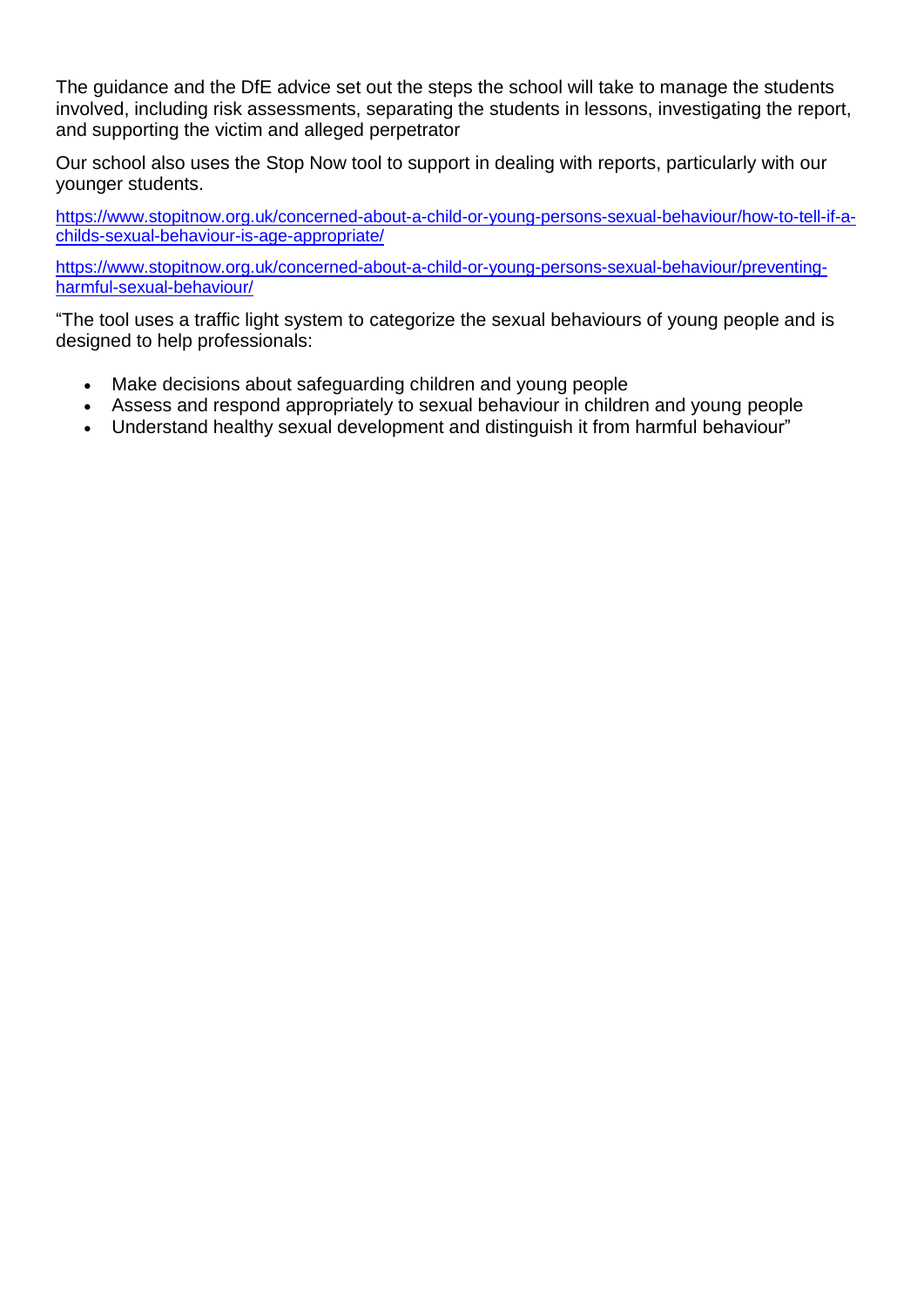The guidance and the DfE advice set out the steps the school will take to manage the students involved, including risk assessments, separating the students in lessons, investigating the report, and supporting the victim and alleged perpetrator

Our school also uses the Stop Now tool to support in dealing with reports, particularly with our younger students.

https://www.stopitnow.org.uk/concerned-about-a-child-or-young-persons-sexual-behaviour/how-to-tell-if-a-childs-sexual-behaviour-is-age-appropriate/

https://www.stopitnow.org.uk/concerned-about-a-child-or-young-persons-sexual-behaviour/preventing-harmful-sexual-behaviour/

"The tool uses a traffic light system to categorize the sexual behaviours of young people and is designed to help professionals:

- Make decisions about safeguarding children and young people
- Assess and respond appropriately to sexual behaviour in children and young people
- Understand healthy sexual development and distinguish it from harmful behaviour"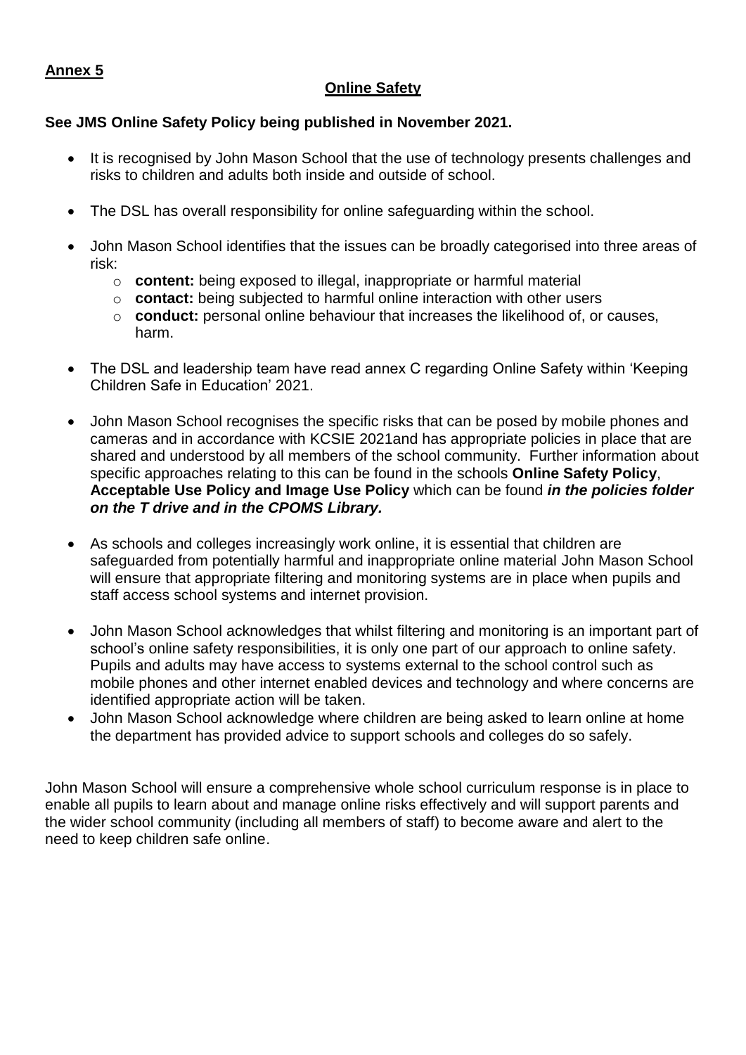**Annex 5**

## Online Safety

**See JMS Online Safety Policy being published in November 2021.**

- It is recognised by John Mason School that the use of technology presents challenges and risks to children and adults both inside and outside of school.
- The DSL has overall responsibility for online safeguarding within the school.
- John Mason School identifies that the issues can be broadly categorised into three areas of risk:
  - **content:** being exposed to illegal, inappropriate or harmful material
  - **contact:** being subjected to harmful online interaction with other users
  - **conduct:** personal online behaviour that increases the likelihood of, or causes, harm.
- The DSL and leadership team have read annex C regarding Online Safety within 'Keeping Children Safe in Education' 2021.
- John Mason School recognises the specific risks that can be posed by mobile phones and cameras and in accordance with KCSIE 2021and has appropriate policies in place that are shared and understood by all members of the school community. Further information about specific approaches relating to this can be found in the schools **Online Safety Policy**, **Acceptable Use Policy and Image Use Policy** which can be found ***in the policies folder on the T drive and in the CPOMS Library.***
- As schools and colleges increasingly work online, it is essential that children are safeguarded from potentially harmful and inappropriate online material John Mason School will ensure that appropriate filtering and monitoring systems are in place when pupils and staff access school systems and internet provision.
- John Mason School acknowledges that whilst filtering and monitoring is an important part of school's online safety responsibilities, it is only one part of our approach to online safety. Pupils and adults may have access to systems external to the school control such as mobile phones and other internet enabled devices and technology and where concerns are identified appropriate action will be taken.
- John Mason School acknowledge where children are being asked to learn online at home the department has provided advice to support schools and colleges do so safely.

John Mason School will ensure a comprehensive whole school curriculum response is in place to enable all pupils to learn about and manage online risks effectively and will support parents and the wider school community (including all members of staff) to become aware and alert to the need to keep children safe online.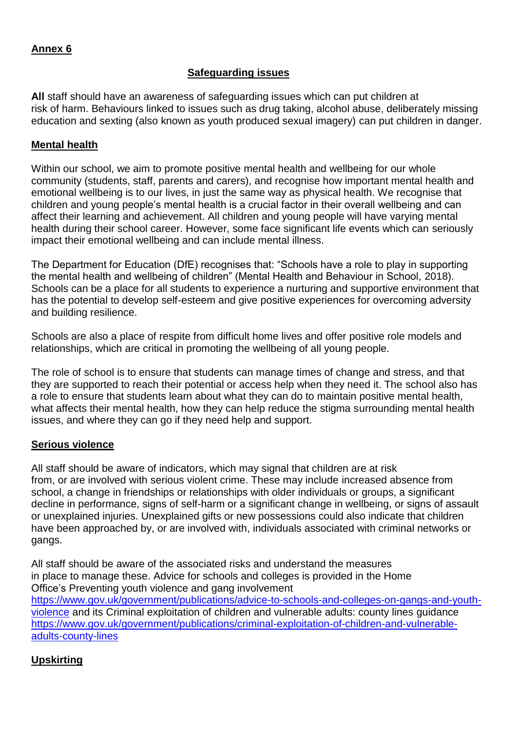**Annex 6**

## Safeguarding issues

**All** staff should have an awareness of safeguarding issues which can put children at risk of harm. Behaviours linked to issues such as drug taking, alcohol abuse, deliberately missing education and sexting (also known as youth produced sexual imagery) can put children in danger.

### Mental health

Within our school, we aim to promote positive mental health and wellbeing for our whole community (students, staff, parents and carers), and recognise how important mental health and emotional wellbeing is to our lives, in just the same way as physical health. We recognise that children and young people's mental health is a crucial factor in their overall wellbeing and can affect their learning and achievement. All children and young people will have varying mental health during their school career. However, some face significant life events which can seriously impact their emotional wellbeing and can include mental illness.

The Department for Education (DfE) recognises that: "Schools have a role to play in supporting the mental health and wellbeing of children" (Mental Health and Behaviour in School, 2018). Schools can be a place for all students to experience a nurturing and supportive environment that has the potential to develop self-esteem and give positive experiences for overcoming adversity and building resilience.

Schools are also a place of respite from difficult home lives and offer positive role models and relationships, which are critical in promoting the wellbeing of all young people.

The role of school is to ensure that students can manage times of change and stress, and that they are supported to reach their potential or access help when they need it. The school also has a role to ensure that students learn about what they can do to maintain positive mental health, what affects their mental health, how they can help reduce the stigma surrounding mental health issues, and where they can go if they need help and support.

### Serious violence

All staff should be aware of indicators, which may signal that children are at risk from, or are involved with serious violent crime. These may include increased absence from school, a change in friendships or relationships with older individuals or groups, a significant decline in performance, signs of self-harm or a significant change in wellbeing, or signs of assault or unexplained injuries. Unexplained gifts or new possessions could also indicate that children have been approached by, or are involved with, individuals associated with criminal networks or gangs.

All staff should be aware of the associated risks and understand the measures in place to manage these. Advice for schools and colleges is provided in the Home Office's Preventing youth violence and gang involvement https://www.gov.uk/government/publications/advice-to-schools-and-colleges-on-gangs-and-youth-violence and its Criminal exploitation of children and vulnerable adults: county lines guidance https://www.gov.uk/government/publications/criminal-exploitation-of-children-and-vulnerable-adults-county-lines

### Upskirting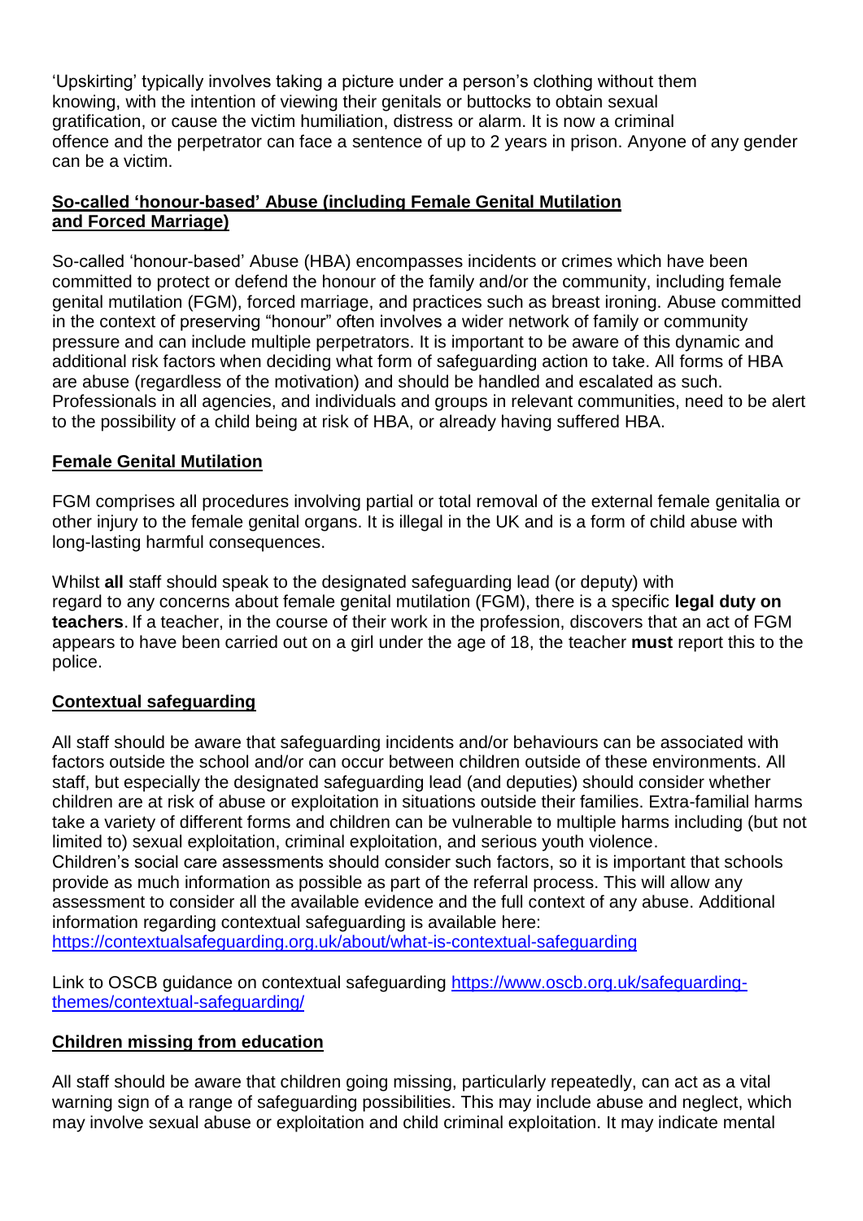'Upskirting' typically involves taking a picture under a person's clothing without them knowing, with the intention of viewing their genitals or buttocks to obtain sexual gratification, or cause the victim humiliation, distress or alarm. It is now a criminal offence and the perpetrator can face a sentence of up to 2 years in prison. Anyone of any gender can be a victim.

## So-called 'honour-based' Abuse (including Female Genital Mutilation and Forced Marriage)

So-called 'honour-based' Abuse (HBA) encompasses incidents or crimes which have been committed to protect or defend the honour of the family and/or the community, including female genital mutilation (FGM), forced marriage, and practices such as breast ironing. Abuse committed in the context of preserving "honour" often involves a wider network of family or community pressure and can include multiple perpetrators. It is important to be aware of this dynamic and additional risk factors when deciding what form of safeguarding action to take. All forms of HBA are abuse (regardless of the motivation) and should be handled and escalated as such. Professionals in all agencies, and individuals and groups in relevant communities, need to be alert to the possibility of a child being at risk of HBA, or already having suffered HBA.

## Female Genital Mutilation

FGM comprises all procedures involving partial or total removal of the external female genitalia or other injury to the female genital organs. It is illegal in the UK and is a form of child abuse with long-lasting harmful consequences.

Whilst **all** staff should speak to the designated safeguarding lead (or deputy) with regard to any concerns about female genital mutilation (FGM), there is a specific **legal duty on teachers**. If a teacher, in the course of their work in the profession, discovers that an act of FGM appears to have been carried out on a girl under the age of 18, the teacher **must** report this to the police.

## Contextual safeguarding

All staff should be aware that safeguarding incidents and/or behaviours can be associated with factors outside the school and/or can occur between children outside of these environments. All staff, but especially the designated safeguarding lead (and deputies) should consider whether children are at risk of abuse or exploitation in situations outside their families. Extra-familial harms take a variety of different forms and children can be vulnerable to multiple harms including (but not limited to) sexual exploitation, criminal exploitation, and serious youth violence.
Children's social care assessments should consider such factors, so it is important that schools provide as much information as possible as part of the referral process. This will allow any assessment to consider all the available evidence and the full context of any abuse. Additional information regarding contextual safeguarding is available here:
https://contextualsafeguarding.org.uk/about/what-is-contextual-safeguarding

Link to OSCB guidance on contextual safeguarding https://www.oscb.org.uk/safeguarding-themes/contextual-safeguarding/

## Children missing from education

All staff should be aware that children going missing, particularly repeatedly, can act as a vital warning sign of a range of safeguarding possibilities. This may include abuse and neglect, which may involve sexual abuse or exploitation and child criminal exploitation. It may indicate mental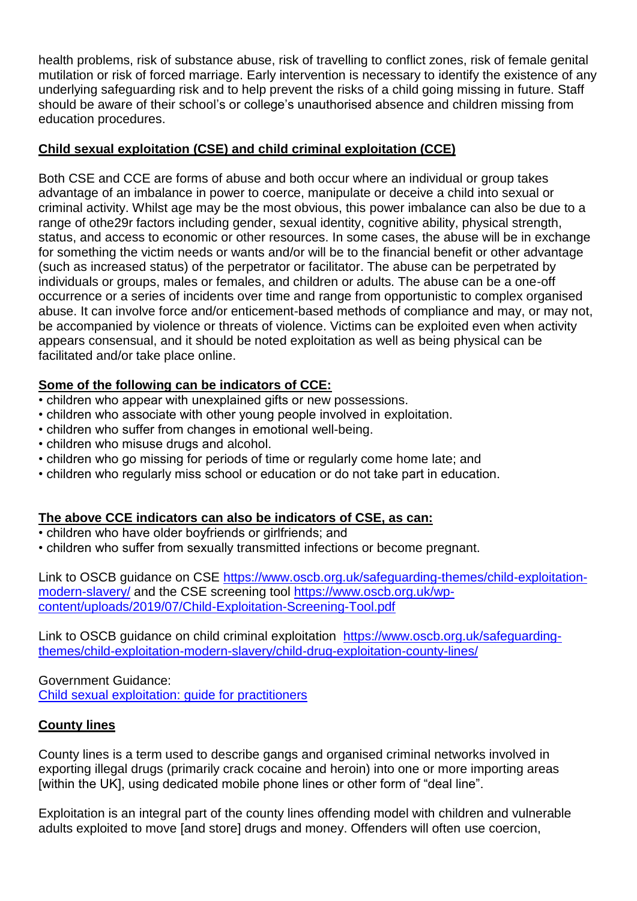health problems, risk of substance abuse, risk of travelling to conflict zones, risk of female genital mutilation or risk of forced marriage. Early intervention is necessary to identify the existence of any underlying safeguarding risk and to help prevent the risks of a child going missing in future. Staff should be aware of their school's or college's unauthorised absence and children missing from education procedures.

**Child sexual exploitation (CSE) and child criminal exploitation (CCE)**

Both CSE and CCE are forms of abuse and both occur where an individual or group takes advantage of an imbalance in power to coerce, manipulate or deceive a child into sexual or criminal activity. Whilst age may be the most obvious, this power imbalance can also be due to a range of othe29r factors including gender, sexual identity, cognitive ability, physical strength, status, and access to economic or other resources. In some cases, the abuse will be in exchange for something the victim needs or wants and/or will be to the financial benefit or other advantage (such as increased status) of the perpetrator or facilitator. The abuse can be perpetrated by individuals or groups, males or females, and children or adults. The abuse can be a one-off occurrence or a series of incidents over time and range from opportunistic to complex organised abuse. It can involve force and/or enticement-based methods of compliance and may, or may not, be accompanied by violence or threats of violence. Victims can be exploited even when activity appears consensual, and it should be noted exploitation as well as being physical can be facilitated and/or take place online.

**Some of the following can be indicators of CCE:**

- children who appear with unexplained gifts or new possessions.
- children who associate with other young people involved in exploitation.
- children who suffer from changes in emotional well-being.
- children who misuse drugs and alcohol.
- children who go missing for periods of time or regularly come home late; and
- children who regularly miss school or education or do not take part in education.

**The above CCE indicators can also be indicators of CSE, as can:**

- children who have older boyfriends or girlfriends; and
- children who suffer from sexually transmitted infections or become pregnant.

Link to OSCB guidance on CSE https://www.oscb.org.uk/safeguarding-themes/child-exploitation-modern-slavery/ and the CSE screening tool https://www.oscb.org.uk/wp-content/uploads/2019/07/Child-Exploitation-Screening-Tool.pdf

Link to OSCB guidance on child criminal exploitation https://www.oscb.org.uk/safeguarding-themes/child-exploitation-modern-slavery/child-drug-exploitation-county-lines/

Government Guidance:
Child sexual exploitation: guide for practitioners

**County lines**

County lines is a term used to describe gangs and organised criminal networks involved in exporting illegal drugs (primarily crack cocaine and heroin) into one or more importing areas [within the UK], using dedicated mobile phone lines or other form of "deal line".

Exploitation is an integral part of the county lines offending model with children and vulnerable adults exploited to move [and store] drugs and money. Offenders will often use coercion,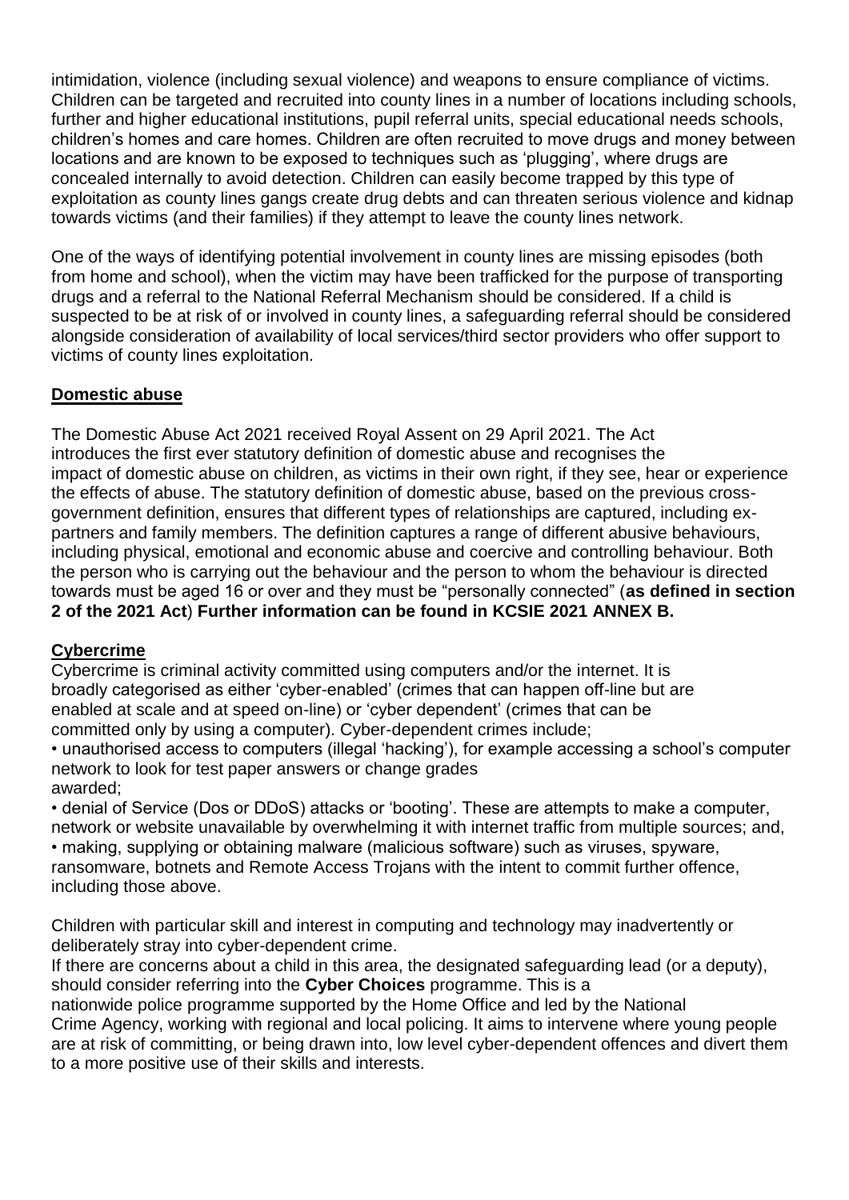intimidation, violence (including sexual violence) and weapons to ensure compliance of victims. Children can be targeted and recruited into county lines in a number of locations including schools, further and higher educational institutions, pupil referral units, special educational needs schools, children's homes and care homes. Children are often recruited to move drugs and money between locations and are known to be exposed to techniques such as 'plugging', where drugs are concealed internally to avoid detection. Children can easily become trapped by this type of exploitation as county lines gangs create drug debts and can threaten serious violence and kidnap towards victims (and their families) if they attempt to leave the county lines network.

One of the ways of identifying potential involvement in county lines are missing episodes (both from home and school), when the victim may have been trafficked for the purpose of transporting drugs and a referral to the National Referral Mechanism should be considered. If a child is suspected to be at risk of or involved in county lines, a safeguarding referral should be considered alongside consideration of availability of local services/third sector providers who offer support to victims of county lines exploitation.

## Domestic abuse

The Domestic Abuse Act 2021 received Royal Assent on 29 April 2021. The Act introduces the first ever statutory definition of domestic abuse and recognises the impact of domestic abuse on children, as victims in their own right, if they see, hear or experience the effects of abuse. The statutory definition of domestic abuse, based on the previous cross-government definition, ensures that different types of relationships are captured, including ex-partners and family members. The definition captures a range of different abusive behaviours, including physical, emotional and economic abuse and coercive and controlling behaviour. Both the person who is carrying out the behaviour and the person to whom the behaviour is directed towards must be aged 16 or over and they must be "personally connected" (**as defined in section 2 of the 2021 Act**) **Further information can be found in KCSIE 2021 ANNEX B.**

## Cybercrime

Cybercrime is criminal activity committed using computers and/or the internet. It is broadly categorised as either 'cyber-enabled' (crimes that can happen off-line but are enabled at scale and at speed on-line) or 'cyber dependent' (crimes that can be committed only by using a computer). Cyber-dependent crimes include;

- unauthorised access to computers (illegal 'hacking'), for example accessing a school's computer network to look for test paper answers or change grades awarded;
- denial of Service (Dos or DDoS) attacks or 'booting'. These are attempts to make a computer, network or website unavailable by overwhelming it with internet traffic from multiple sources; and,
- making, supplying or obtaining malware (malicious software) such as viruses, spyware, ransomware, botnets and Remote Access Trojans with the intent to commit further offence, including those above.

Children with particular skill and interest in computing and technology may inadvertently or deliberately stray into cyber-dependent crime.

If there are concerns about a child in this area, the designated safeguarding lead (or a deputy), should consider referring into the **Cyber Choices** programme. This is a nationwide police programme supported by the Home Office and led by the National Crime Agency, working with regional and local policing. It aims to intervene where young people are at risk of committing, or being drawn into, low level cyber-dependent offences and divert them to a more positive use of their skills and interests.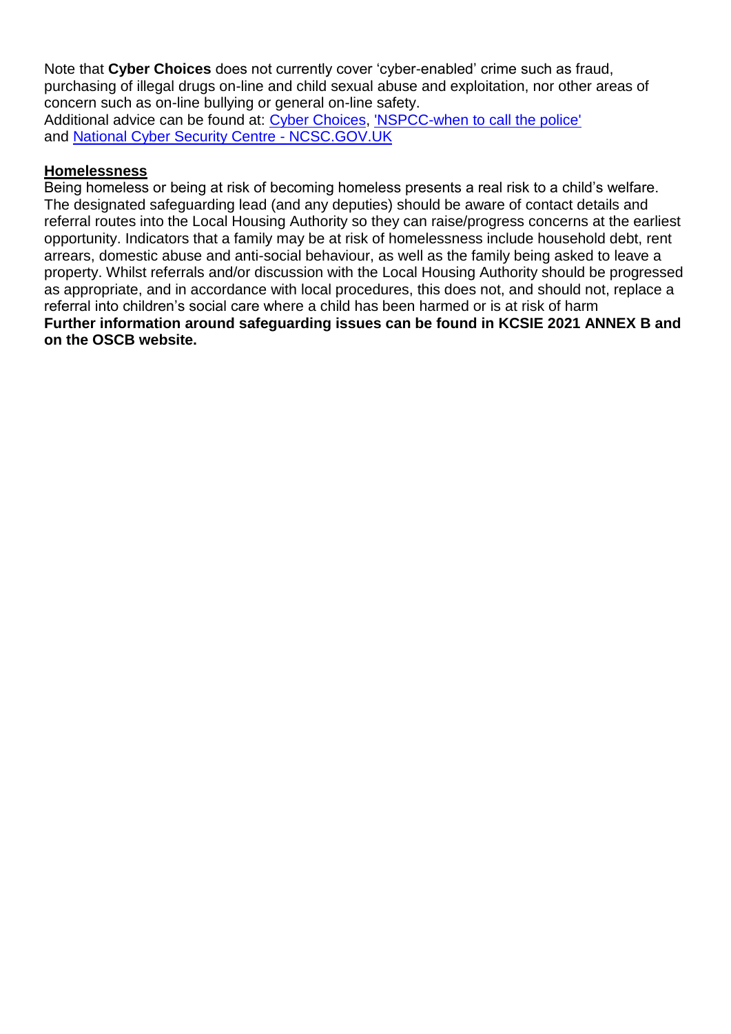Note that **Cyber Choices** does not currently cover 'cyber-enabled' crime such as fraud, purchasing of illegal drugs on-line and child sexual abuse and exploitation, nor other areas of concern such as on-line bullying or general on-line safety.
Additional advice can be found at: Cyber Choices, 'NSPCC-when to call the police' and National Cyber Security Centre - NCSC.GOV.UK

**Homelessness**

Being homeless or being at risk of becoming homeless presents a real risk to a child's welfare. The designated safeguarding lead (and any deputies) should be aware of contact details and referral routes into the Local Housing Authority so they can raise/progress concerns at the earliest opportunity. Indicators that a family may be at risk of homelessness include household debt, rent arrears, domestic abuse and anti-social behaviour, as well as the family being asked to leave a property. Whilst referrals and/or discussion with the Local Housing Authority should be progressed as appropriate, and in accordance with local procedures, this does not, and should not, replace a referral into children's social care where a child has been harmed or is at risk of harm

**Further information around safeguarding issues can be found in KCSIE 2021 ANNEX B and on the OSCB website.**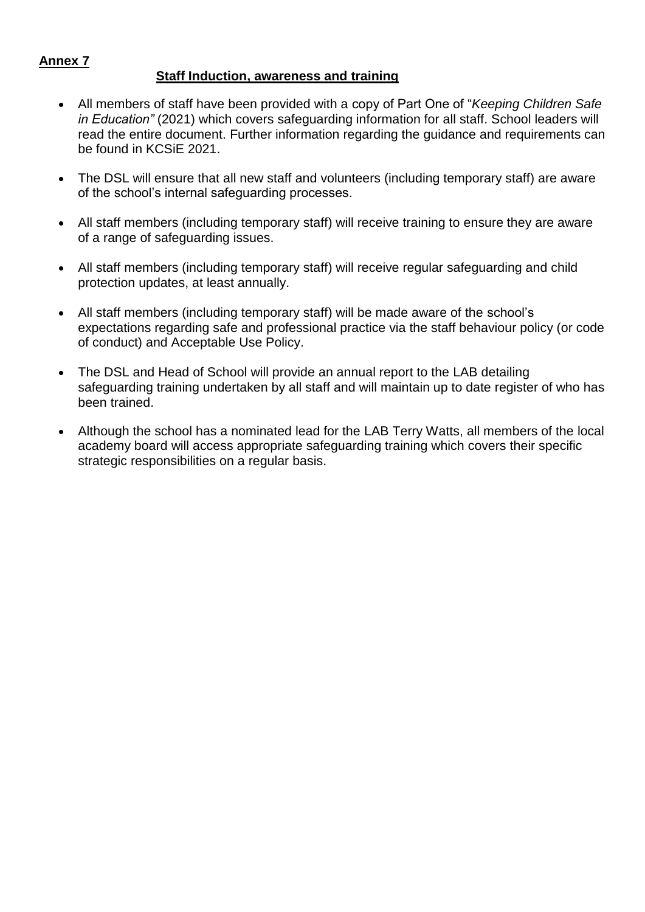**Annex 7**

**Staff Induction, awareness and training**

- All members of staff have been provided with a copy of Part One of "*Keeping Children Safe in Education"* (2021) which covers safeguarding information for all staff. School leaders will read the entire document. Further information regarding the guidance and requirements can be found in KCSiE 2021.
- The DSL will ensure that all new staff and volunteers (including temporary staff) are aware of the school's internal safeguarding processes.
- All staff members (including temporary staff) will receive training to ensure they are aware of a range of safeguarding issues.
- All staff members (including temporary staff) will receive regular safeguarding and child protection updates, at least annually.
- All staff members (including temporary staff) will be made aware of the school's expectations regarding safe and professional practice via the staff behaviour policy (or code of conduct) and Acceptable Use Policy.
- The DSL and Head of School will provide an annual report to the LAB detailing safeguarding training undertaken by all staff and will maintain up to date register of who has been trained.
- Although the school has a nominated lead for the LAB Terry Watts, all members of the local academy board will access appropriate safeguarding training which covers their specific strategic responsibilities on a regular basis.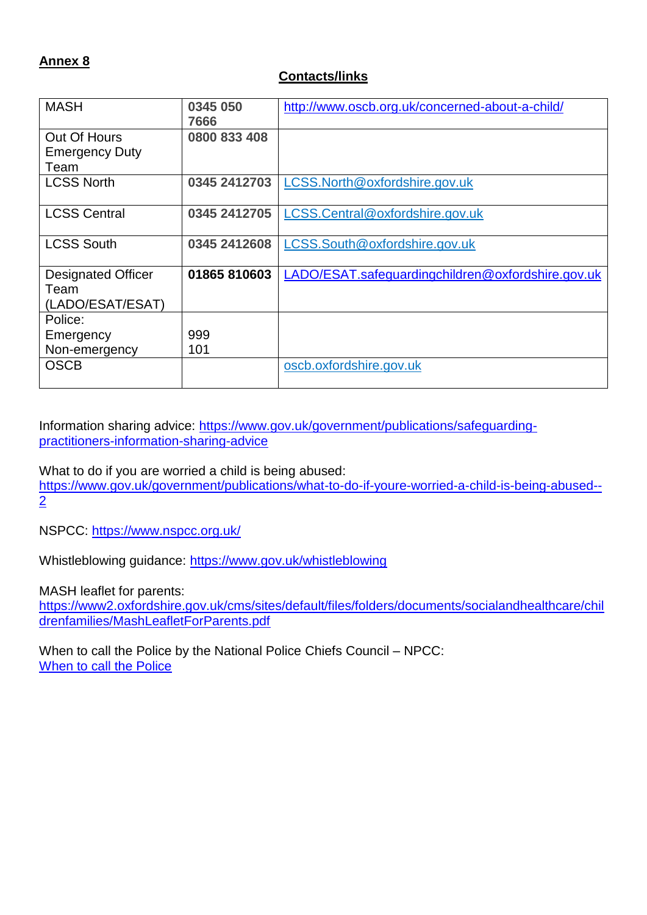**Annex 8**

**Contacts/links**

| | | |
|---|---|---|
| MASH | **0345 050 7666** | http://www.oscb.org.uk/concerned-about-a-child/ |
| Out Of Hours Emergency Duty Team | **0800 833 408** | |
| LCSS North | **0345 2412703** | LCSS.North@oxfordshire.gov.uk |
| LCSS Central | **0345 2412705** | LCSS.Central@oxfordshire.gov.uk |
| LCSS South | **0345 2412608** | LCSS.South@oxfordshire.gov.uk |
| Designated Officer Team (LADO/ESAT/ESAT) | **01865 810603** | LADO/ESAT.safeguardingchildren@oxfordshire.gov.uk |
| Police: Emergency Non-emergency | 999 101 | |
| OSCB | | oscb.oxfordshire.gov.uk |

Information sharing advice: https://www.gov.uk/government/publications/safeguarding-practitioners-information-sharing-advice

What to do if you are worried a child is being abused: https://www.gov.uk/government/publications/what-to-do-if-youre-worried-a-child-is-being-abused--2

NSPCC: https://www.nspcc.org.uk/

Whistleblowing guidance: https://www.gov.uk/whistleblowing

MASH leaflet for parents: https://www2.oxfordshire.gov.uk/cms/sites/default/files/folders/documents/socialandhealthcare/childrenfamilies/MashLeafletForParents.pdf

When to call the Police by the National Police Chiefs Council – NPCC: When to call the Police